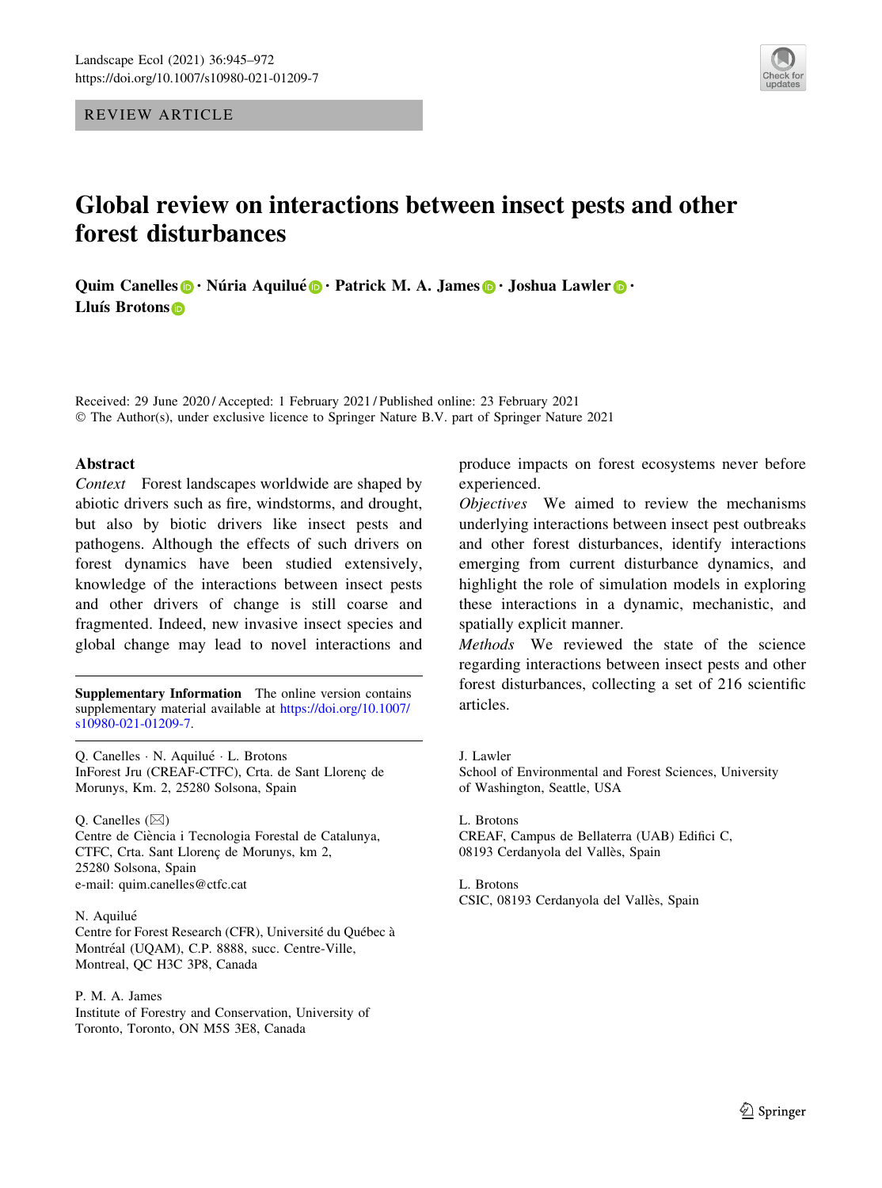REVIEW ARTICLE

# Global review on interactions between insect pests and other forest disturbances

**Quim Canelles · Núria Aquilué · Patrick M. A. James · Joshua Lawler · Lluís Brotons**

Received: 29 June 2020 / Accepted: 1 February 2021 / Published online: 23 February 2021
© The Author(s), under exclusive licence to Springer Nature B.V. part of Springer Nature 2021

## Abstract

*Context* Forest landscapes worldwide are shaped by abiotic drivers such as fire, windstorms, and drought, but also by biotic drivers like insect pests and pathogens. Although the effects of such drivers on forest dynamics have been studied extensively, knowledge of the interactions between insect pests and other drivers of change is still coarse and fragmented. Indeed, new invasive insect species and global change may lead to novel interactions and produce impacts on forest ecosystems never before experienced.

*Objectives* We aimed to review the mechanisms underlying interactions between insect pest outbreaks and other forest disturbances, identify interactions emerging from current disturbance dynamics, and highlight the role of simulation models in exploring these interactions in a dynamic, mechanistic, and spatially explicit manner.

*Methods* We reviewed the state of the science regarding interactions between insect pests and other forest disturbances, collecting a set of 216 scientific articles.

**Supplementary Information** The online version contains supplementary material available at https://doi.org/10.1007/s10980-021-01209-7.

Q. Canelles · N. Aquilué · L. Brotons
InForest Jru (CREAF-CTFC), Crta. de Sant Llorenç de Morunys, Km. 2, 25280 Solsona, Spain

Q. Canelles (✉)
Centre de Ciència i Tecnologia Forestal de Catalunya, CTFC, Crta. Sant Llorenç de Morunys, km 2, 25280 Solsona, Spain
e-mail: quim.canelles@ctfc.cat

N. Aquilué
Centre for Forest Research (CFR), Université du Québec à Montréal (UQAM), C.P. 8888, succ. Centre-Ville, Montreal, QC H3C 3P8, Canada

P. M. A. James
Institute of Forestry and Conservation, University of Toronto, Toronto, ON M5S 3E8, Canada

J. Lawler
School of Environmental and Forest Sciences, University of Washington, Seattle, USA

L. Brotons
CREAF, Campus de Bellaterra (UAB) Edifici C, 08193 Cerdanyola del Vallès, Spain

L. Brotons
CSIC, 08193 Cerdanyola del Vallès, Spain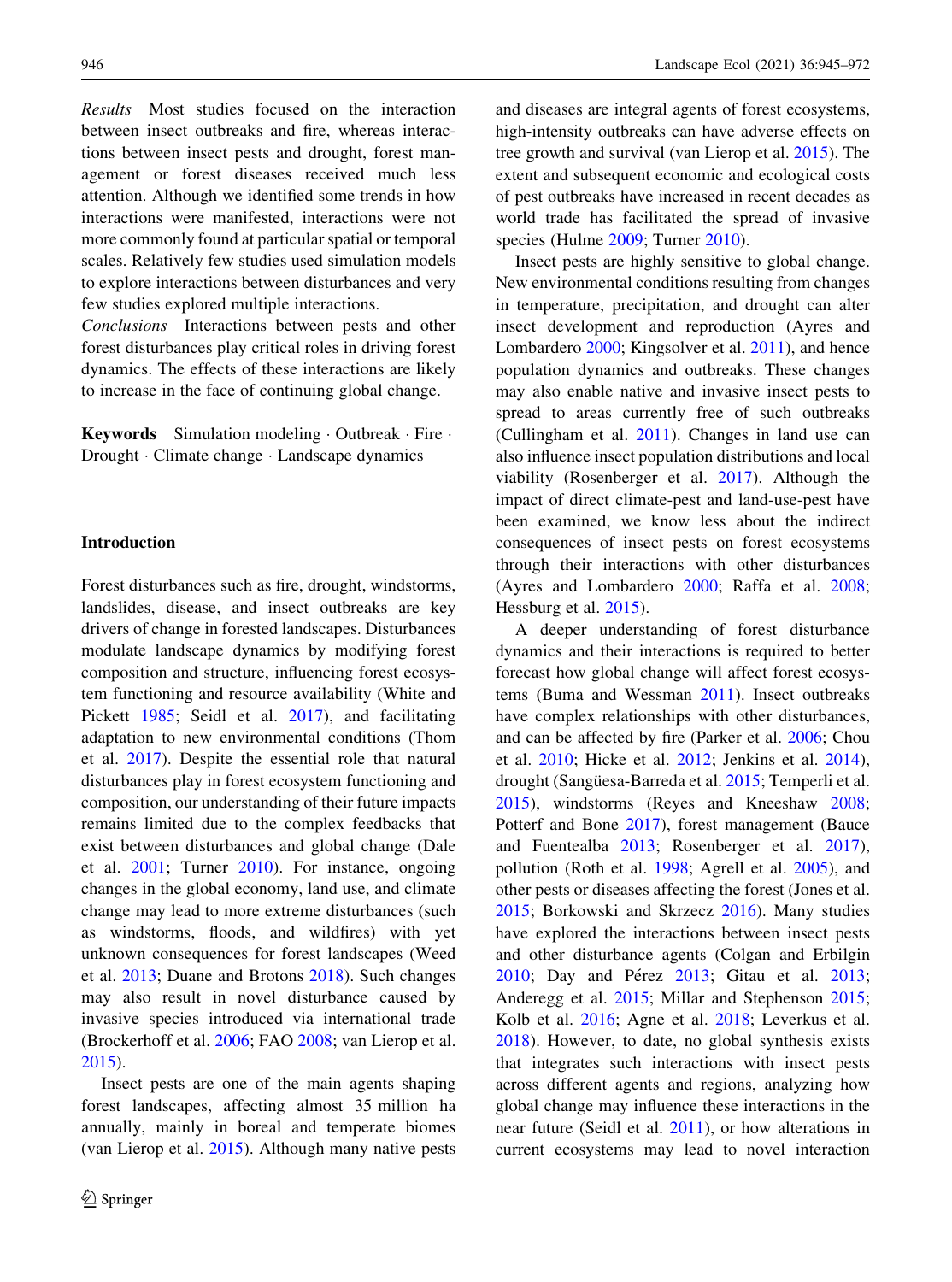*Results* Most studies focused on the interaction between insect outbreaks and fire, whereas interactions between insect pests and drought, forest management or forest diseases received much less attention. Although we identified some trends in how interactions were manifested, interactions were not more commonly found at particular spatial or temporal scales. Relatively few studies used simulation models to explore interactions between disturbances and very few studies explored multiple interactions.

*Conclusions* Interactions between pests and other forest disturbances play critical roles in driving forest dynamics. The effects of these interactions are likely to increase in the face of continuing global change.

**Keywords** Simulation modeling · Outbreak · Fire · Drought · Climate change · Landscape dynamics

## Introduction

Forest disturbances such as fire, drought, windstorms, landslides, disease, and insect outbreaks are key drivers of change in forested landscapes. Disturbances modulate landscape dynamics by modifying forest composition and structure, influencing forest ecosystem functioning and resource availability (White and Pickett 1985; Seidl et al. 2017), and facilitating adaptation to new environmental conditions (Thom et al. 2017). Despite the essential role that natural disturbances play in forest ecosystem functioning and composition, our understanding of their future impacts remains limited due to the complex feedbacks that exist between disturbances and global change (Dale et al. 2001; Turner 2010). For instance, ongoing changes in the global economy, land use, and climate change may lead to more extreme disturbances (such as windstorms, floods, and wildfires) with yet unknown consequences for forest landscapes (Weed et al. 2013; Duane and Brotons 2018). Such changes may also result in novel disturbance caused by invasive species introduced via international trade (Brockerhoff et al. 2006; FAO 2008; van Lierop et al. 2015).

Insect pests are one of the main agents shaping forest landscapes, affecting almost 35 million ha annually, mainly in boreal and temperate biomes (van Lierop et al. 2015). Although many native pests and diseases are integral agents of forest ecosystems, high-intensity outbreaks can have adverse effects on tree growth and survival (van Lierop et al. 2015). The extent and subsequent economic and ecological costs of pest outbreaks have increased in recent decades as world trade has facilitated the spread of invasive species (Hulme 2009; Turner 2010).

Insect pests are highly sensitive to global change. New environmental conditions resulting from changes in temperature, precipitation, and drought can alter insect development and reproduction (Ayres and Lombardero 2000; Kingsolver et al. 2011), and hence population dynamics and outbreaks. These changes may also enable native and invasive insect pests to spread to areas currently free of such outbreaks (Cullingham et al. 2011). Changes in land use can also influence insect population distributions and local viability (Rosenberger et al. 2017). Although the impact of direct climate-pest and land-use-pest have been examined, we know less about the indirect consequences of insect pests on forest ecosystems through their interactions with other disturbances (Ayres and Lombardero 2000; Raffa et al. 2008; Hessburg et al. 2015).

A deeper understanding of forest disturbance dynamics and their interactions is required to better forecast how global change will affect forest ecosystems (Buma and Wessman 2011). Insect outbreaks have complex relationships with other disturbances, and can be affected by fire (Parker et al. 2006; Chou et al. 2010; Hicke et al. 2012; Jenkins et al. 2014), drought (Sangüesa-Barreda et al. 2015; Temperli et al. 2015), windstorms (Reyes and Kneeshaw 2008; Potterf and Bone 2017), forest management (Bauce and Fuentealba 2013; Rosenberger et al. 2017), pollution (Roth et al. 1998; Agrell et al. 2005), and other pests or diseases affecting the forest (Jones et al. 2015; Borkowski and Skrzecz 2016). Many studies have explored the interactions between insect pests and other disturbance agents (Colgan and Erbilgin 2010; Day and Pérez 2013; Gitau et al. 2013; Anderegg et al. 2015; Millar and Stephenson 2015; Kolb et al. 2016; Agne et al. 2018; Leverkus et al. 2018). However, to date, no global synthesis exists that integrates such interactions with insect pests across different agents and regions, analyzing how global change may influence these interactions in the near future (Seidl et al. 2011), or how alterations in current ecosystems may lead to novel interaction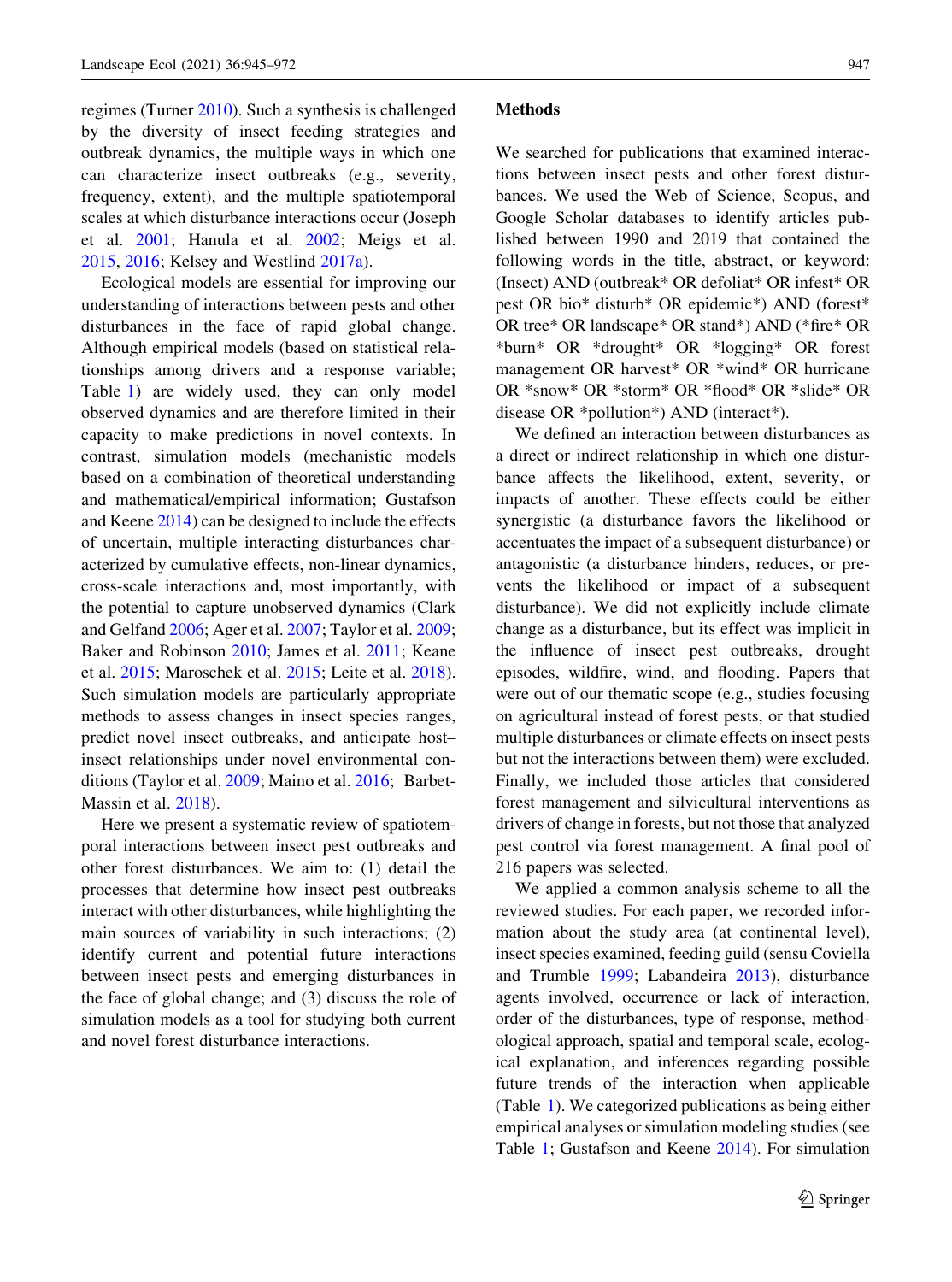regimes (Turner 2010). Such a synthesis is challenged by the diversity of insect feeding strategies and outbreak dynamics, the multiple ways in which one can characterize insect outbreaks (e.g., severity, frequency, extent), and the multiple spatiotemporal scales at which disturbance interactions occur (Joseph et al. 2001; Hanula et al. 2002; Meigs et al. 2015, 2016; Kelsey and Westlind 2017a).

Ecological models are essential for improving our understanding of interactions between pests and other disturbances in the face of rapid global change. Although empirical models (based on statistical relationships among drivers and a response variable; Table 1) are widely used, they can only model observed dynamics and are therefore limited in their capacity to make predictions in novel contexts. In contrast, simulation models (mechanistic models based on a combination of theoretical understanding and mathematical/empirical information; Gustafson and Keene 2014) can be designed to include the effects of uncertain, multiple interacting disturbances characterized by cumulative effects, non-linear dynamics, cross-scale interactions and, most importantly, with the potential to capture unobserved dynamics (Clark and Gelfand 2006; Ager et al. 2007; Taylor et al. 2009; Baker and Robinson 2010; James et al. 2011; Keane et al. 2015; Maroschek et al. 2015; Leite et al. 2018). Such simulation models are particularly appropriate methods to assess changes in insect species ranges, predict novel insect outbreaks, and anticipate host–insect relationships under novel environmental conditions (Taylor et al. 2009; Maino et al. 2016; Barbet-Massin et al. 2018).

Here we present a systematic review of spatiotemporal interactions between insect pest outbreaks and other forest disturbances. We aim to: (1) detail the processes that determine how insect pest outbreaks interact with other disturbances, while highlighting the main sources of variability in such interactions; (2) identify current and potential future interactions between insect pests and emerging disturbances in the face of global change; and (3) discuss the role of simulation models as a tool for studying both current and novel forest disturbance interactions.

## Methods

We searched for publications that examined interactions between insect pests and other forest disturbances. We used the Web of Science, Scopus, and Google Scholar databases to identify articles published between 1990 and 2019 that contained the following words in the title, abstract, or keyword: (Insect) AND (outbreak* OR defoliat* OR infest* OR pest OR bio* disturb* OR epidemic*) AND (forest* OR tree* OR landscape* OR stand*) AND (*fire* OR *burn* OR *drought* OR *logging* OR forest management OR harvest* OR *wind* OR hurricane OR *snow* OR *storm* OR *flood* OR *slide* OR disease OR *pollution*) AND (interact*).

We defined an interaction between disturbances as a direct or indirect relationship in which one disturbance affects the likelihood, extent, severity, or impacts of another. These effects could be either synergistic (a disturbance favors the likelihood or accentuates the impact of a subsequent disturbance) or antagonistic (a disturbance hinders, reduces, or prevents the likelihood or impact of a subsequent disturbance). We did not explicitly include climate change as a disturbance, but its effect was implicit in the influence of insect pest outbreaks, drought episodes, wildfire, wind, and flooding. Papers that were out of our thematic scope (e.g., studies focusing on agricultural instead of forest pests, or that studied multiple disturbances or climate effects on insect pests but not the interactions between them) were excluded. Finally, we included those articles that considered forest management and silvicultural interventions as drivers of change in forests, but not those that analyzed pest control via forest management. A final pool of 216 papers was selected.

We applied a common analysis scheme to all the reviewed studies. For each paper, we recorded information about the study area (at continental level), insect species examined, feeding guild (sensu Coviella and Trumble 1999; Labandeira 2013), disturbance agents involved, occurrence or lack of interaction, order of the disturbances, type of response, methodological approach, spatial and temporal scale, ecological explanation, and inferences regarding possible future trends of the interaction when applicable (Table 1). We categorized publications as being either empirical analyses or simulation modeling studies (see Table 1; Gustafson and Keene 2014). For simulation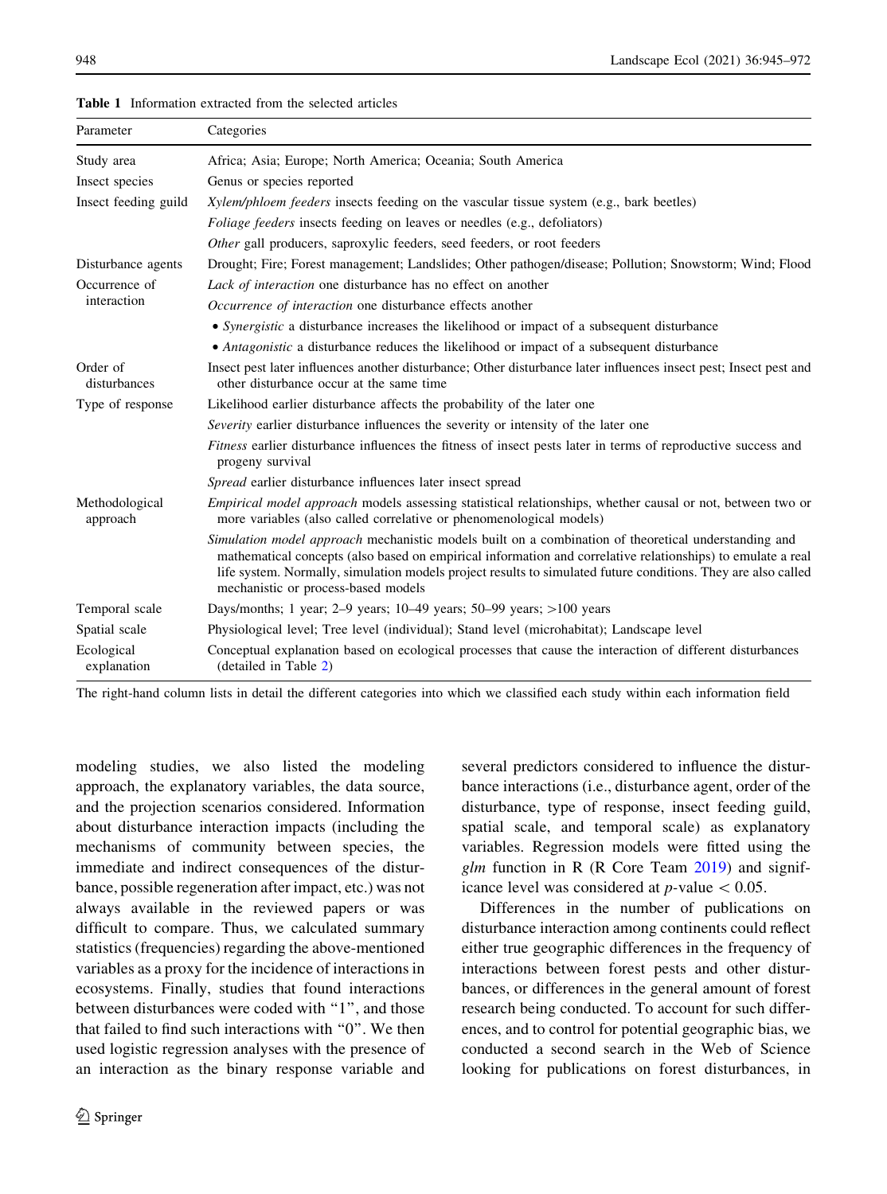**Table 1** Information extracted from the selected articles

| Parameter | Categories |
|---|---|
| Study area | Africa; Asia; Europe; North America; Oceania; South America |
| Insect species | Genus or species reported |
| Insect feeding guild | *Xylem/phloem feeders* insects feeding on the vascular tissue system (e.g., bark beetles) |
| | *Foliage feeders* insects feeding on leaves or needles (e.g., defoliators) |
| | *Other* gall producers, saproxylic feeders, seed feeders, or root feeders |
| Disturbance agents | Drought; Fire; Forest management; Landslides; Other pathogen/disease; Pollution; Snowstorm; Wind; Flood |
| Occurrence of interaction | *Lack of interaction* one disturbance has no effect on another |
| | *Occurrence of interaction* one disturbance effects another |
| | • *Synergistic* a disturbance increases the likelihood or impact of a subsequent disturbance |
| | • *Antagonistic* a disturbance reduces the likelihood or impact of a subsequent disturbance |
| Order of disturbances | Insect pest later influences another disturbance; Other disturbance later influences insect pest; Insect pest and other disturbance occur at the same time |
| Type of response | Likelihood earlier disturbance affects the probability of the later one |
| | *Severity* earlier disturbance influences the severity or intensity of the later one |
| | *Fitness* earlier disturbance influences the fitness of insect pests later in terms of reproductive success and progeny survival |
| | *Spread* earlier disturbance influences later insect spread |
| Methodological approach | *Empirical model approach* models assessing statistical relationships, whether causal or not, between two or more variables (also called correlative or phenomenological models) |
| | *Simulation model approach* mechanistic models built on a combination of theoretical understanding and mathematical concepts (also based on empirical information and correlative relationships) to emulate a real life system. Normally, simulation models project results to simulated future conditions. They are also called mechanistic or process-based models |
| Temporal scale | Days/months; 1 year; 2–9 years; 10–49 years; 50–99 years; >100 years |
| Spatial scale | Physiological level; Tree level (individual); Stand level (microhabitat); Landscape level |
| Ecological explanation | Conceptual explanation based on ecological processes that cause the interaction of different disturbances (detailed in Table 2) |

The right-hand column lists in detail the different categories into which we classified each study within each information field

modeling studies, we also listed the modeling approach, the explanatory variables, the data source, and the projection scenarios considered. Information about disturbance interaction impacts (including the mechanisms of community between species, the immediate and indirect consequences of the disturbance, possible regeneration after impact, etc.) was not always available in the reviewed papers or was difficult to compare. Thus, we calculated summary statistics (frequencies) regarding the above-mentioned variables as a proxy for the incidence of interactions in ecosystems. Finally, studies that found interactions between disturbances were coded with "1", and those that failed to find such interactions with "0". We then used logistic regression analyses with the presence of an interaction as the binary response variable and several predictors considered to influence the disturbance interactions (i.e., disturbance agent, order of the disturbance, type of response, insect feeding guild, spatial scale, and temporal scale) as explanatory variables. Regression models were fitted using the *glm* function in R (R Core Team 2019) and significance level was considered at $p$-value $< 0.05$.

Differences in the number of publications on disturbance interaction among continents could reflect either true geographic differences in the frequency of interactions between forest pests and other disturbances, or differences in the general amount of forest research being conducted. To account for such differences, and to control for potential geographic bias, we conducted a second search in the Web of Science looking for publications on forest disturbances, in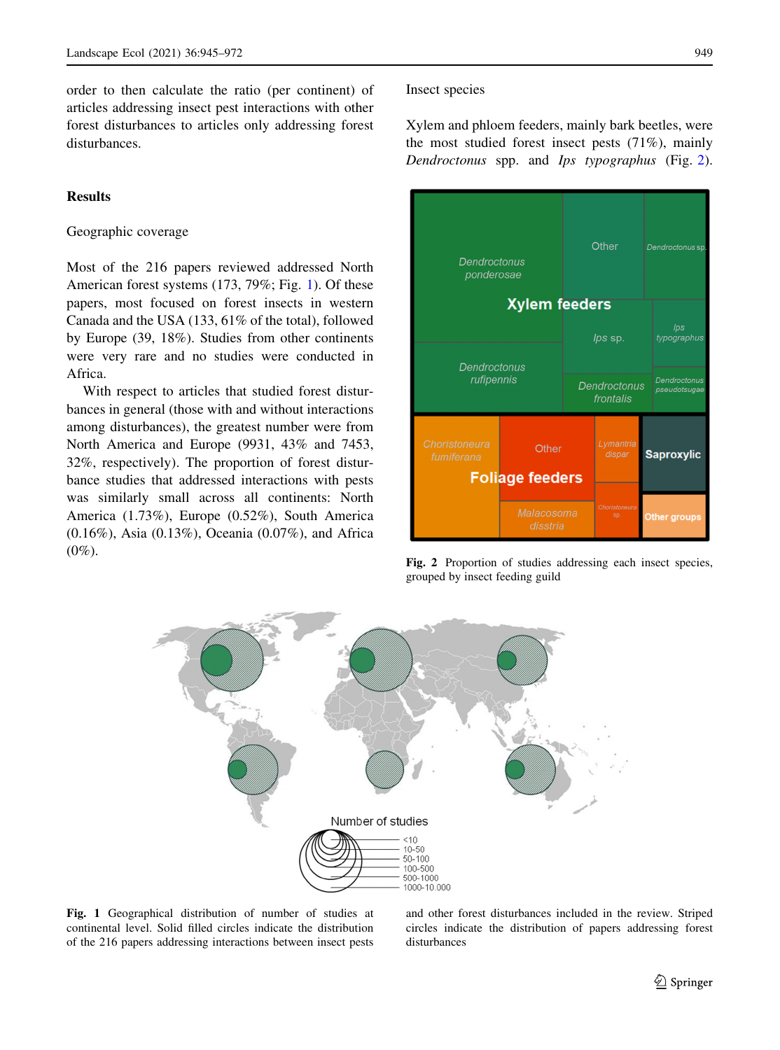order to then calculate the ratio (per continent) of articles addressing insect pest interactions with other forest disturbances to articles only addressing forest disturbances.

## Results

### Geographic coverage

Most of the 216 papers reviewed addressed North American forest systems (173, 79%; Fig. 1). Of these papers, most focused on forest insects in western Canada and the USA (133, 61% of the total), followed by Europe (39, 18%). Studies from other continents were very rare and no studies were conducted in Africa.

With respect to articles that studied forest disturbances in general (those with and without interactions among disturbances), the greatest number were from North America and Europe (9931, 43% and 7453, 32%, respectively). The proportion of forest disturbance studies that addressed interactions with pests was similarly small across all continents: North America (1.73%), Europe (0.52%), South America (0.16%), Asia (0.13%), Oceania (0.07%), and Africa (0%).

### Insect species

Xylem and phloem feeders, mainly bark beetles, were the most studied forest insect pests (71%), mainly *Dendroctonus* spp. and *Ips typographus* (Fig. 2).

**Fig. 2** Proportion of studies addressing each insect species, grouped by insect feeding guild

**Fig. 1** Geographical distribution of number of studies at continental level. Solid filled circles indicate the distribution of the 216 papers addressing interactions between insect pests and other forest disturbances included in the review. Striped circles indicate the distribution of papers addressing forest disturbances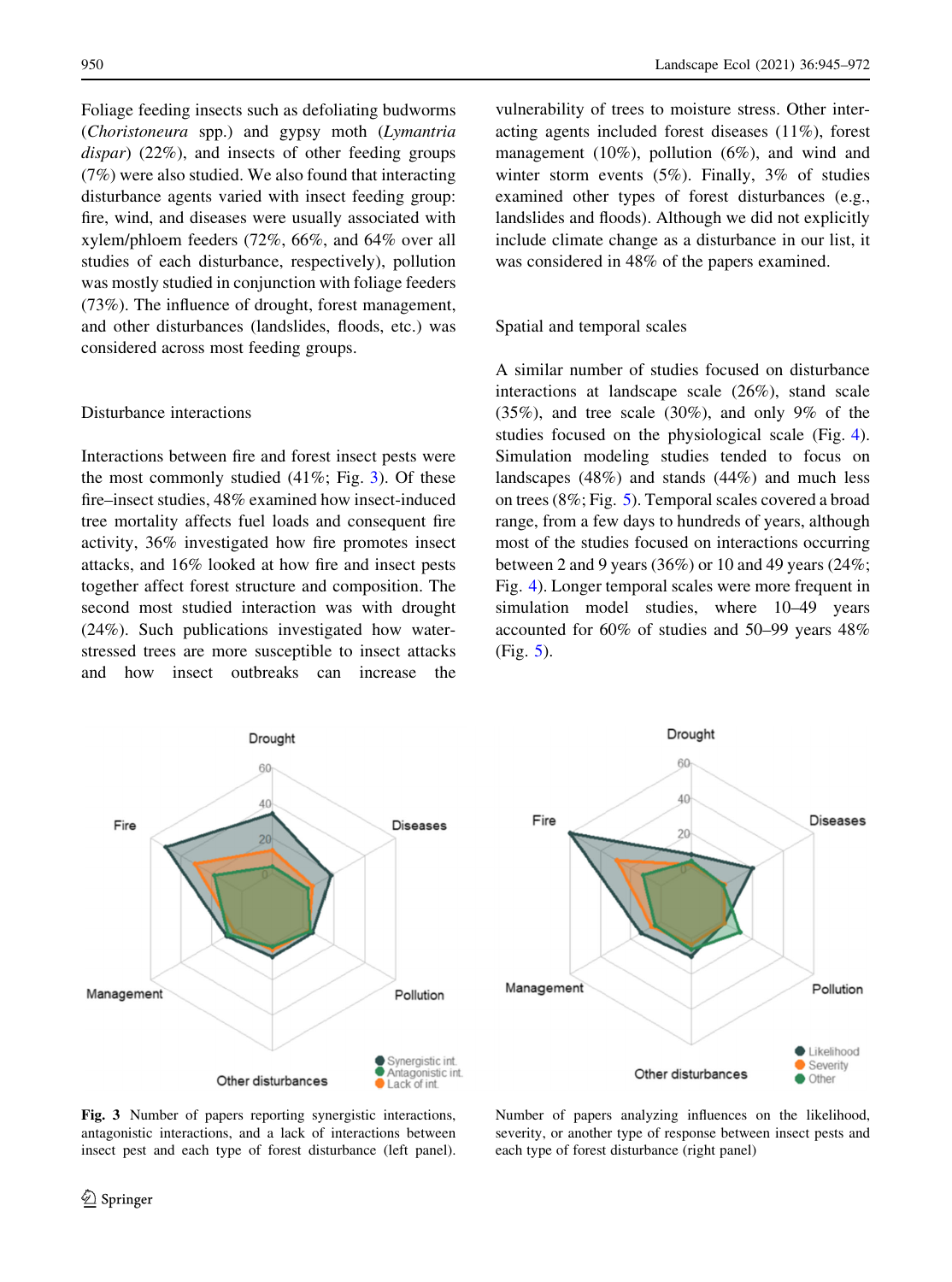Foliage feeding insects such as defoliating budworms (*Choristoneura* spp.) and gypsy moth (*Lymantria dispar*) (22%), and insects of other feeding groups (7%) were also studied. We also found that interacting disturbance agents varied with insect feeding group: fire, wind, and diseases were usually associated with xylem/phloem feeders (72%, 66%, and 64% over all studies of each disturbance, respectively), pollution was mostly studied in conjunction with foliage feeders (73%). The influence of drought, forest management, and other disturbances (landslides, floods, etc.) was considered across most feeding groups.

### Disturbance interactions

Interactions between fire and forest insect pests were the most commonly studied (41%; Fig. 3). Of these fire–insect studies, 48% examined how insect-induced tree mortality affects fuel loads and consequent fire activity, 36% investigated how fire promotes insect attacks, and 16% looked at how fire and insect pests together affect forest structure and composition. The second most studied interaction was with drought (24%). Such publications investigated how water-stressed trees are more susceptible to insect attacks and how insect outbreaks can increase the vulnerability of trees to moisture stress. Other interacting agents included forest diseases (11%), forest management (10%), pollution (6%), and wind and winter storm events (5%). Finally, 3% of studies examined other types of forest disturbances (e.g., landslides and floods). Although we did not explicitly include climate change as a disturbance in our list, it was considered in 48% of the papers examined.

### Spatial and temporal scales

A similar number of studies focused on disturbance interactions at landscape scale (26%), stand scale (35%), and tree scale (30%), and only 9% of the studies focused on the physiological scale (Fig. 4). Simulation modeling studies tended to focus on landscapes (48%) and stands (44%) and much less on trees (8%; Fig. 5). Temporal scales covered a broad range, from a few days to hundreds of years, although most of the studies focused on interactions occurring between 2 and 9 years (36%) or 10 and 49 years (24%; Fig. 4). Longer temporal scales were more frequent in simulation model studies, where 10–49 years accounted for 60% of studies and 50–99 years 48% (Fig. 5).

**Fig. 3** Number of papers reporting synergistic interactions, antagonistic interactions, and a lack of interactions between insect pest and each type of forest disturbance (left panel). Number of papers analyzing influences on the likelihood, severity, or another type of response between insect pests and each type of forest disturbance (right panel)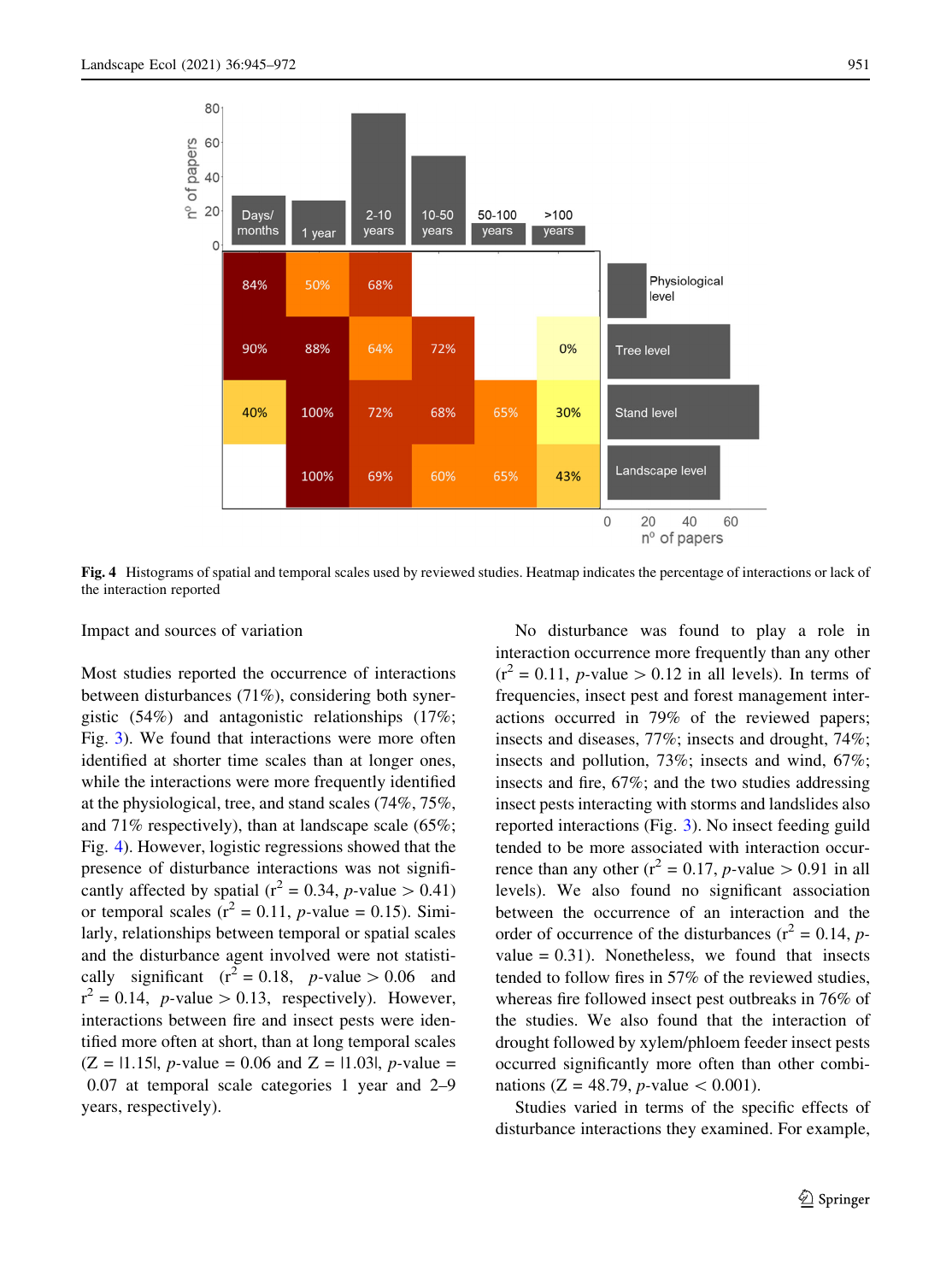Fig. 4 Histograms of spatial and temporal scales used by reviewed studies. Heatmap indicates the percentage of interactions or lack of the interaction reported

## Impact and sources of variation

Most studies reported the occurrence of interactions between disturbances (71%), considering both synergistic (54%) and antagonistic relationships (17%; Fig. 3). We found that interactions were more often identified at shorter time scales than at longer ones, while the interactions were more frequently identified at the physiological, tree, and stand scales (74%, 75%, and 71% respectively), than at landscape scale (65%; Fig. 4). However, logistic regressions showed that the presence of disturbance interactions was not significantly affected by spatial ($r^2 = 0.34$, $p$-value $> 0.41$) or temporal scales ($r^2 = 0.11$, $p$-value $= 0.15$). Similarly, relationships between temporal or spatial scales and the disturbance agent involved were not statistically significant ($r^2 = 0.18$, $p$-value $> 0.06$ and $r^2 = 0.14$, $p$-value $> 0.13$, respectively). However, interactions between fire and insect pests were identified more often at short, than at long temporal scales ($Z = |1.15|$, $p$-value $= 0.06$ and $Z = |1.03|$, $p$-value $= 0.07$ at temporal scale categories 1 year and 2–9 years, respectively).

No disturbance was found to play a role in interaction occurrence more frequently than any other ($r^2 = 0.11$, $p$-value $> 0.12$ in all levels). In terms of frequencies, insect pest and forest management interactions occurred in 79% of the reviewed papers; insects and diseases, 77%; insects and drought, 74%; insects and pollution, 73%; insects and wind, 67%; insects and fire, 67%; and the two studies addressing insect pests interacting with storms and landslides also reported interactions (Fig. 3). No insect feeding guild tended to be more associated with interaction occurrence than any other ($r^2 = 0.17$, $p$-value $> 0.91$ in all levels). We also found no significant association between the occurrence of an interaction and the order of occurrence of the disturbances ($r^2 = 0.14$, $p$-value $= 0.31$). Nonetheless, we found that insects tended to follow fires in 57% of the reviewed studies, whereas fire followed insect pest outbreaks in 76% of the studies. We also found that the interaction of drought followed by xylem/phloem feeder insect pests occurred significantly more often than other combinations ($Z = 48.79$, $p$-value $< 0.001$).

Studies varied in terms of the specific effects of disturbance interactions they examined. For example,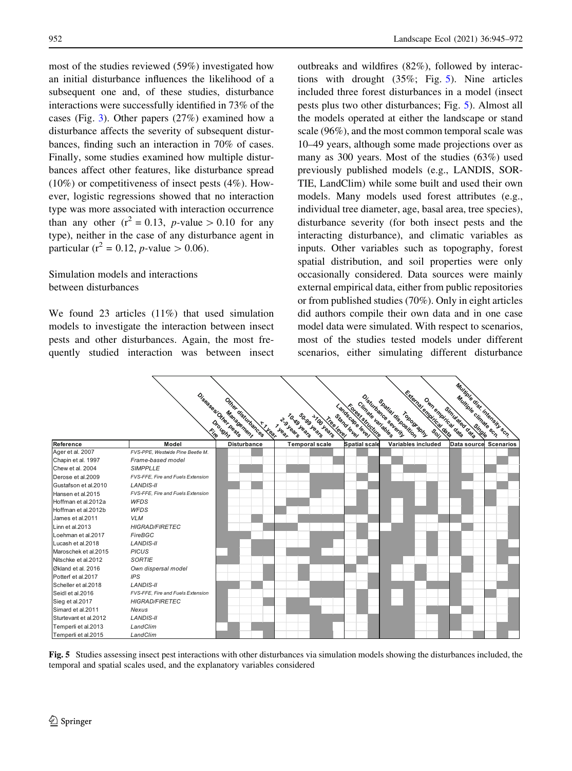most of the studies reviewed (59%) investigated how an initial disturbance influences the likelihood of a subsequent one and, of these studies, disturbance interactions were successfully identified in 73% of the cases (Fig. 3). Other papers (27%) examined how a disturbance affects the severity of subsequent disturbances, finding such an interaction in 70% of cases. Finally, some studies examined how multiple disturbances affect other features, like disturbance spread (10%) or competitiveness of insect pests (4%). However, logistic regressions showed that no interaction type was more associated with interaction occurrence than any other ($r^2 = 0.13$, $p$-value $> 0.10$ for any type), neither in the case of any disturbance agent in particular ($r^2 = 0.12$, $p$-value $> 0.06$).

## Simulation models and interactions between disturbances

We found 23 articles (11%) that used simulation models to investigate the interaction between insect pests and other disturbances. Again, the most frequently studied interaction was between insect outbreaks and wildfires (82%), followed by interactions with drought (35%; Fig. 5). Nine articles included three forest disturbances in a model (insect pests plus two other disturbances; Fig. 5). Almost all the models operated at either the landscape or stand scale (96%), and the most common temporal scale was 10–49 years, although some made projections over as many as 300 years. Most of the studies (63%) used previously published models (e.g., LANDIS, SORTIE, LandClim) while some built and used their own models. Many models used forest attributes (e.g., individual tree diameter, age, basal area, tree species), disturbance severity (for both insect pests and the interacting disturbance), and climatic variables as inputs. Other variables such as topography, forest spatial distribution, and soil properties were only occasionally considered. Data sources were mainly external empirical data, either from public repositories or from published studies (70%). Only in eight articles did authors compile their own data and in one case model data were simulated. With respect to scenarios, most of the studies tested models under different scenarios, either simulating different disturbance

| Reference | Model |
|---|---|
| Ager et al. 2007 | FVS-PPE, Westwide Pine Beetle M. |
| Chapin et al. 1997 | Frame-based model |
| Chew et al. 2004 | SIMPPLLE |
| Derose et al.2009 | FVS-FFE, Fire and Fuels Extension |
| Gustafson et al.2010 | LANDIS-II |
| Hansen et al.2015 | FVS-FFE, Fire and Fuels Extension |
| Hoffman et al.2012a | WFDS |
| Hoffman et al.2012b | WFDS |
| James et al.2011 | VLM |
| Linn et al.2013 | HIGRAD/FIRETEC |
| Loehman et al.2017 | FireBGC |
| Lucash et al.2018 | LANDIS-II |
| Maroschek et al.2015 | PICUS |
| Nitschke et al.2012 | SORTIE |
| Økland et al. 2016 | Own dispersal model |
| Potterf et al.2017 | IPS |
| Scheller et al.2018 | LANDIS-II |
| Seidl et al.2016 | FVS-FFE, Fire and Fuels Extension |
| Sieg et al.2017 | HIGRAD/FIRETEC |
| Simard et al.2011 | Nexus |
| Sturtevant et al.2012 | LANDIS-II |
| Temperli et al.2013 | LandClim |
| Temperli et al.2015 | LandClim |

Column groups (shaded cells in the figure): Disturbance (Fire, Drought, Diseases/Other pests, Management, Other disturbances); Temporal scale (<1 year, 1 year, 2-9 years, 10-49 years, 50-99 years, >100 years); Spatial scale (Tree level, Stand level, Landscape level); Variables included (Forest structure, Climate variables, Disturbance severity, Spatial disposition, Topography, Soil); Data source (External empirical data, Own empirical data, Simulated data); Scenarios (Single, Multiple climate scn., Multiple dist. intensity scn.)

**Fig. 5** Studies assessing insect pest interactions with other disturbances via simulation models showing the disturbances included, the temporal and spatial scales used, and the explanatory variables considered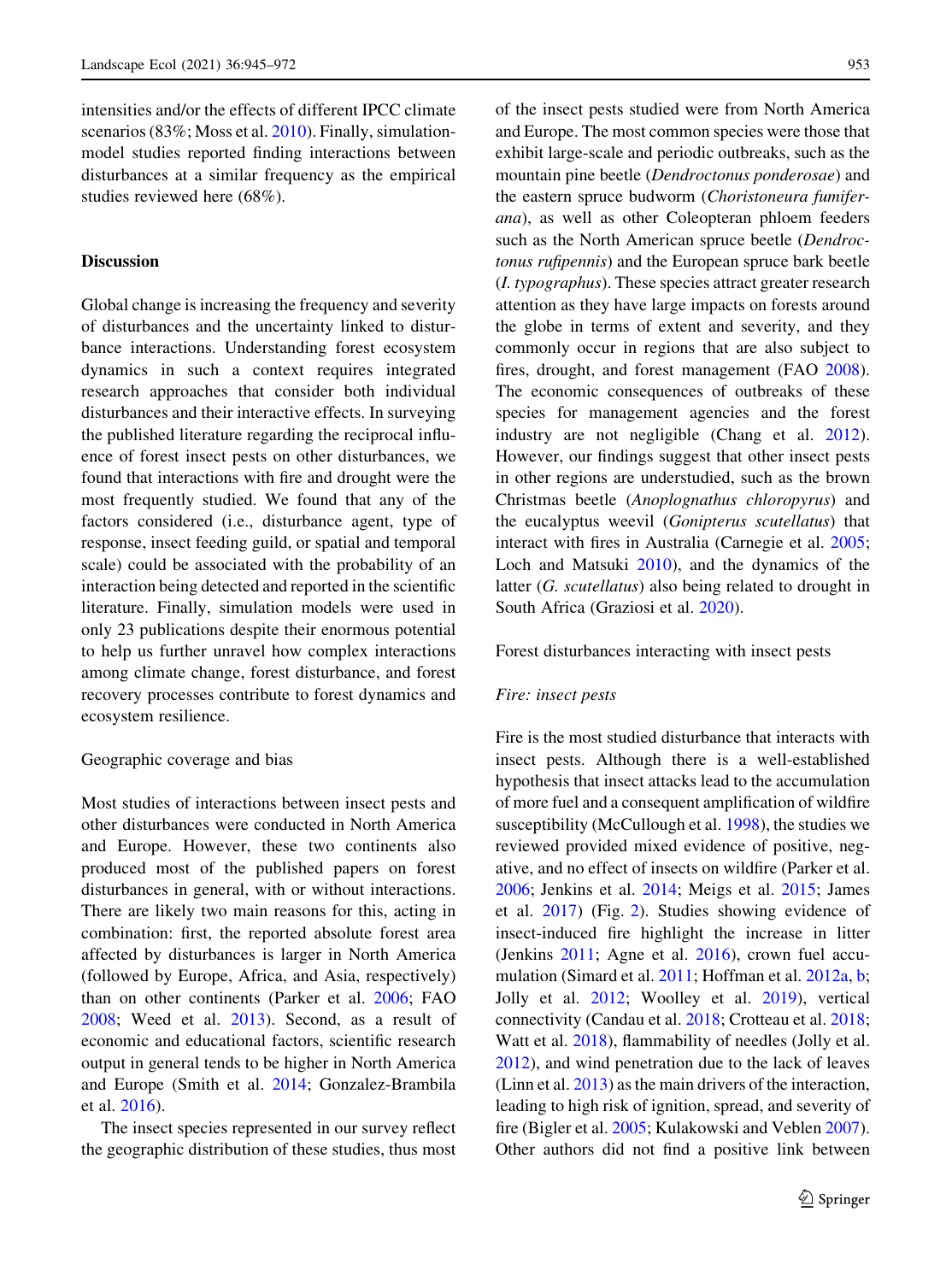intensities and/or the effects of different IPCC climate scenarios (83%; Moss et al. 2010). Finally, simulation-model studies reported finding interactions between disturbances at a similar frequency as the empirical studies reviewed here (68%).

## Discussion

Global change is increasing the frequency and severity of disturbances and the uncertainty linked to disturbance interactions. Understanding forest ecosystem dynamics in such a context requires integrated research approaches that consider both individual disturbances and their interactive effects. In surveying the published literature regarding the reciprocal influence of forest insect pests on other disturbances, we found that interactions with fire and drought were the most frequently studied. We found that any of the factors considered (i.e., disturbance agent, type of response, insect feeding guild, or spatial and temporal scale) could be associated with the probability of an interaction being detected and reported in the scientific literature. Finally, simulation models were used in only 23 publications despite their enormous potential to help us further unravel how complex interactions among climate change, forest disturbance, and forest recovery processes contribute to forest dynamics and ecosystem resilience.

### Geographic coverage and bias

Most studies of interactions between insect pests and other disturbances were conducted in North America and Europe. However, these two continents also produced most of the published papers on forest disturbances in general, with or without interactions. There are likely two main reasons for this, acting in combination: first, the reported absolute forest area affected by disturbances is larger in North America (followed by Europe, Africa, and Asia, respectively) than on other continents (Parker et al. 2006; FAO 2008; Weed et al. 2013). Second, as a result of economic and educational factors, scientific research output in general tends to be higher in North America and Europe (Smith et al. 2014; Gonzalez-Brambila et al. 2016).

The insect species represented in our survey reflect the geographic distribution of these studies, thus most of the insect pests studied were from North America and Europe. The most common species were those that exhibit large-scale and periodic outbreaks, such as the mountain pine beetle (*Dendroctonus ponderosae*) and the eastern spruce budworm (*Choristoneura fumiferana*), as well as other Coleopteran phloem feeders such as the North American spruce beetle (*Dendroctonus rufipennis*) and the European spruce bark beetle (*I. typographus*). These species attract greater research attention as they have large impacts on forests around the globe in terms of extent and severity, and they commonly occur in regions that are also subject to fires, drought, and forest management (FAO 2008). The economic consequences of outbreaks of these species for management agencies and the forest industry are not negligible (Chang et al. 2012). However, our findings suggest that other insect pests in other regions are understudied, such as the brown Christmas beetle (*Anoplognathus chloropyrus*) and the eucalyptus weevil (*Gonipterus scutellatus*) that interact with fires in Australia (Carnegie et al. 2005; Loch and Matsuki 2010), and the dynamics of the latter (*G. scutellatus*) also being related to drought in South Africa (Graziosi et al. 2020).

### Forest disturbances interacting with insect pests

#### *Fire: insect pests*

Fire is the most studied disturbance that interacts with insect pests. Although there is a well-established hypothesis that insect attacks lead to the accumulation of more fuel and a consequent amplification of wildfire susceptibility (McCullough et al. 1998), the studies we reviewed provided mixed evidence of positive, negative, and no effect of insects on wildfire (Parker et al. 2006; Jenkins et al. 2014; Meigs et al. 2015; James et al. 2017) (Fig. 2). Studies showing evidence of insect-induced fire highlight the increase in litter (Jenkins 2011; Agne et al. 2016), crown fuel accumulation (Simard et al. 2011; Hoffman et al. 2012a, b; Jolly et al. 2012; Woolley et al. 2019), vertical connectivity (Candau et al. 2018; Crotteau et al. 2018; Watt et al. 2018), flammability of needles (Jolly et al. 2012), and wind penetration due to the lack of leaves (Linn et al. 2013) as the main drivers of the interaction, leading to high risk of ignition, spread, and severity of fire (Bigler et al. 2005; Kulakowski and Veblen 2007). Other authors did not find a positive link between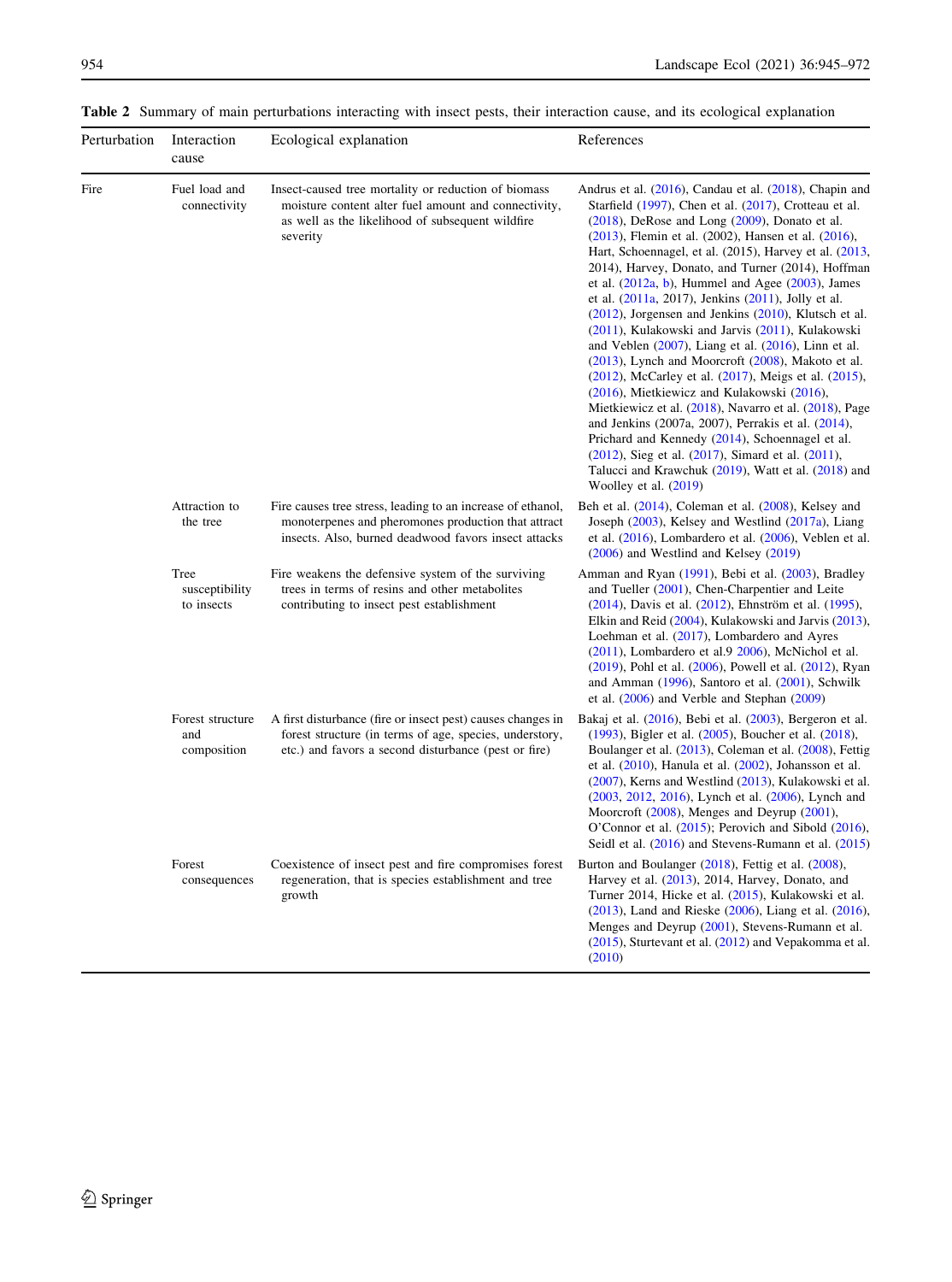**Table 2** Summary of main perturbations interacting with insect pests, their interaction cause, and its ecological explanation

| Perturbation | Interaction cause | Ecological explanation | References |
|---|---|---|---|
| Fire | Fuel load and connectivity | Insect-caused tree mortality or reduction of biomass moisture content alter fuel amount and connectivity, as well as the likelihood of subsequent wildfire severity | Andrus et al. (2016), Candau et al. (2018), Chapin and Starfield (1997), Chen et al. (2017), Crotteau et al. (2018), DeRose and Long (2009), Donato et al. (2013), Flemin et al. (2002), Hansen et al. (2016), Hart, Schoennagel, et al. (2015), Harvey et al. (2013, 2014), Harvey, Donato, and Turner (2014), Hoffman et al. (2012a, b), Hummel and Agee (2003), James et al. (2011a, 2017), Jenkins (2011), Jolly et al. (2012), Jorgensen and Jenkins (2010), Klutsch et al. (2011), Kulakowski and Jarvis (2011), Kulakowski and Veblen (2007), Liang et al. (2016), Linn et al. (2013), Lynch and Moorcroft (2008), Makoto et al. (2012), McCarley et al. (2017), Meigs et al. (2015), (2016), Mietkiewicz and Kulakowski (2016), Mietkiewicz et al. (2018), Navarro et al. (2018), Page and Jenkins (2007a, 2007), Perrakis et al. (2014), Prichard and Kennedy (2014), Schoennagel et al. (2012), Sieg et al. (2017), Simard et al. (2011), Talucci and Krawchuk (2019), Watt et al. (2018) and Woolley et al. (2019) |
| | Attraction to the tree | Fire causes tree stress, leading to an increase of ethanol, monoterpenes and pheromones production that attract insects. Also, burned deadwood favors insect attacks | Beh et al. (2014), Coleman et al. (2008), Kelsey and Joseph (2003), Kelsey and Westlind (2017a), Liang et al. (2016), Lombardero et al. (2006), Veblen et al. (2006) and Westlind and Kelsey (2019) |
| | Tree susceptibility to insects | Fire weakens the defensive system of the surviving trees in terms of resins and other metabolites contributing to insect pest establishment | Amman and Ryan (1991), Bebi et al. (2003), Bradley and Tueller (2001), Chen-Charpentier and Leite (2014), Davis et al. (2012), Ehnström et al. (1995), Elkin and Reid (2004), Kulakowski and Jarvis (2013), Loehman et al. (2017), Lombardero and Ayres (2011), Lombardero et al.9 2006), McNichol et al. (2019), Pohl et al. (2006), Powell et al. (2012), Ryan and Amman (1996), Santoro et al. (2001), Schwilk et al. (2006) and Verble and Stephan (2009) |
| | Forest structure and composition | A first disturbance (fire or insect pest) causes changes in forest structure (in terms of age, species, understory, etc.) and favors a second disturbance (pest or fire) | Bakaj et al. (2016), Bebi et al. (2003), Bergeron et al. (1993), Bigler et al. (2005), Boucher et al. (2018), Boulanger et al. (2013), Coleman et al. (2008), Fettig et al. (2010), Hanula et al. (2002), Johansson et al. (2007), Kerns and Westlind (2013), Kulakowski et al. (2003, 2012, 2016), Lynch et al. (2006), Lynch and Moorcroft (2008), Menges and Deyrup (2001), O'Connor et al. (2015); Perovich and Sibold (2016), Seidl et al. (2016) and Stevens-Rumann et al. (2015) |
| | Forest consequences | Coexistence of insect pest and fire compromises forest regeneration, that is species establishment and tree growth | Burton and Boulanger (2018), Fettig et al. (2008), Harvey et al. (2013), 2014, Harvey, Donato, and Turner 2014, Hicke et al. (2015), Kulakowski et al. (2013), Land and Rieske (2006), Liang et al. (2016), Menges and Deyrup (2001), Stevens-Rumann et al. (2015), Sturtevant et al. (2012) and Vepakomma et al. (2010) |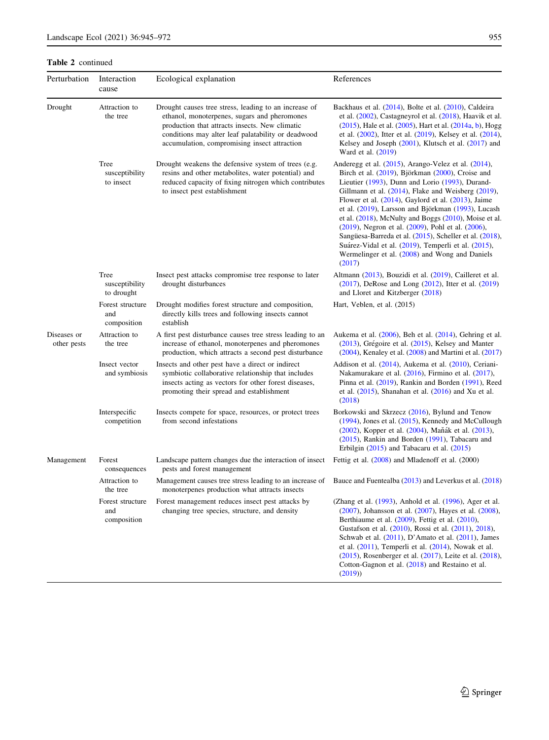**Table 2** continued

| Perturbation | Interaction cause | Ecological explanation | References |
|---|---|---|---|
| Drought | Attraction to the tree | Drought causes tree stress, leading to an increase of ethanol, monoterpenes, sugars and pheromones production that attracts insects. New climatic conditions may alter leaf palatability or deadwood accumulation, compromising insect attraction | Backhaus et al. (2014), Bolte et al. (2010), Caldeira et al. (2002), Castagneyrol et al. (2018), Haavik et al. (2015), Hale et al. (2005), Hart et al. (2014a, b), Hogg et al. (2002), Itter et al. (2019), Kelsey et al. (2014), Kelsey and Joseph (2001), Klutsch et al. (2017) and Ward et al. (2019) |
| | Tree susceptibility to insect | Drought weakens the defensive system of trees (e.g. resins and other metabolites, water potential) and reduced capacity of fixing nitrogen which contributes to insect pest establishment | Anderegg et al. (2015), Arango-Velez et al. (2014), Birch et al. (2019), Björkman (2000), Croise and Lieutier (1993), Dunn and Lorio (1993), Durand-Gillmann et al. (2014), Flake and Weisberg (2019), Flower et al. (2014), Gaylord et al. (2013), Jaime et al. (2019), Larsson and Björkman (1993), Lucash et al. (2018), McNulty and Boggs (2010), Moise et al. (2019), Negron et al. (2009), Pohl et al. (2006), Sangüesa-Barreda et al. (2015), Scheller et al. (2018), Suárez-Vidal et al. (2019), Temperli et al. (2015), Wermelinger et al. (2008) and Wong and Daniels (2017) |
| | Tree susceptibility to drought | Insect pest attacks compromise tree response to later drought disturbances | Altmann (2013), Bouzidi et al. (2019), Cailleret et al. (2017), DeRose and Long (2012), Itter et al. (2019) and Lloret and Kitzberger (2018) |
| | Forest structure and composition | Drought modifies forest structure and composition, directly kills trees and following insects cannot establish | Hart, Veblen, et al. (2015) |
| Diseases or other pests | Attraction to the tree | A first pest disturbance causes tree stress leading to an increase of ethanol, monoterpenes and pheromones production, which attracts a second pest disturbance | Aukema et al. (2006), Beh et al. (2014), Gehring et al. (2013), Grégoire et al. (2015), Kelsey and Manter (2004), Kenaley et al. (2008) and Martini et al. (2017) |
| | Insect vector and symbiosis | Insects and other pest have a direct or indirect symbiotic collaborative relationship that includes insects acting as vectors for other forest diseases, promoting their spread and establishment | Addison et al. (2014), Aukema et al. (2010), Ceriani-Nakamurakare et al. (2016), Firmino et al. (2017), Pinna et al. (2019), Rankin and Borden (1991), Reed et al. (2015), Shanahan et al. (2016) and Xu et al. (2018) |
| | Interspecific competition | Insects compete for space, resources, or protect trees from second infestations | Borkowski and Skrzecz (2016), Bylund and Tenow (1994), Jones et al. (2015), Kennedy and McCullough (2002), Kopper et al. (2004), Maňák et al. (2013), (2015), Rankin and Borden (1991), Tabacaru and Erbilgin (2015) and Tabacaru et al. (2015) |
| Management | Forest consequences | Landscape pattern changes due the interaction of insect pests and forest management | Fettig et al. (2008) and Mladenoff et al. (2000) |
| | Attraction to the tree | Management causes tree stress leading to an increase of monoterpenes production what attracts insects | Bauce and Fuentealba (2013) and Leverkus et al. (2018) |
| | Forest structure and composition | Forest management reduces insect pest attacks by changing tree species, structure, and density | (Zhang et al. (1993), Anhold et al. (1996), Ager et al. (2007), Johansson et al. (2007), Hayes et al. (2008), Berthiaume et al. (2009), Fettig et al. (2010), Gustafson et al. (2010), Rossi et al. (2011), 2018), Schwab et al. (2011), D'Amato et al. (2011), James et al. (2011), Temperli et al. (2014), Nowak et al. (2015), Rosenberger et al. (2017), Leite et al. (2018), Cotton-Gagnon et al. (2018) and Restaino et al. (2019)) |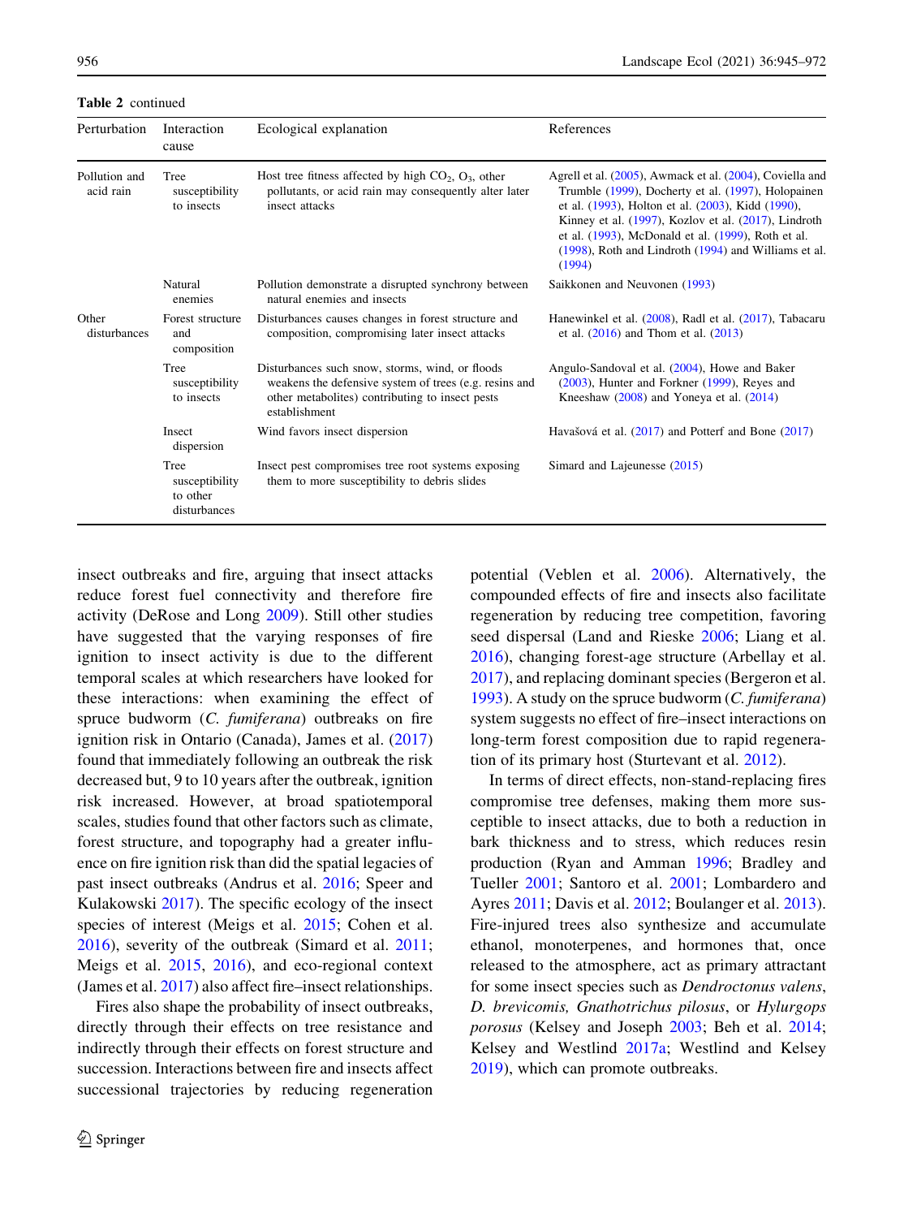**Table 2** continued

| Perturbation | Interaction cause | Ecological explanation | References |
|---|---|---|---|
| Pollution and acid rain | Tree susceptibility to insects | Host tree fitness affected by high $CO_2$, $O_3$, other pollutants, or acid rain may consequently alter later insect attacks | Agrell et al. (2005), Awmack et al. (2004), Coviella and Trumble (1999), Docherty et al. (1997), Holopainen et al. (1993), Holton et al. (2003), Kidd (1990), Kinney et al. (1997), Kozlov et al. (2017), Lindroth et al. (1993), McDonald et al. (1999), Roth et al. (1998), Roth and Lindroth (1994) and Williams et al. (1994) |
| | Natural enemies | Pollution demonstrate a disrupted synchrony between natural enemies and insects | Saikkonen and Neuvonen (1993) |
| Other disturbances | Forest structure and composition | Disturbances causes changes in forest structure and composition, compromising later insect attacks | Hanewinkel et al. (2008), Radl et al. (2017), Tabacaru et al. (2016) and Thom et al. (2013) |
| | Tree susceptibility to insects | Disturbances such snow, storms, wind, or floods weakens the defensive system of trees (e.g. resins and other metabolites) contributing to insect pests establishment | Angulo-Sandoval et al. (2004), Howe and Baker (2003), Hunter and Forkner (1999), Reyes and Kneeshaw (2008) and Yoneya et al. (2014) |
| | Insect dispersion | Wind favors insect dispersion | Havašová et al. (2017) and Potterf and Bone (2017) |
| | Tree susceptibility to other disturbances | Insect pest compromises tree root systems exposing them to more susceptibility to debris slides | Simard and Lajeunesse (2015) |

insect outbreaks and fire, arguing that insect attacks reduce forest fuel connectivity and therefore fire activity (DeRose and Long 2009). Still other studies have suggested that the varying responses of fire ignition to insect activity is due to the different temporal scales at which researchers have looked for these interactions: when examining the effect of spruce budworm (*C. fumiferana*) outbreaks on fire ignition risk in Ontario (Canada), James et al. (2017) found that immediately following an outbreak the risk decreased but, 9 to 10 years after the outbreak, ignition risk increased. However, at broad spatiotemporal scales, studies found that other factors such as climate, forest structure, and topography had a greater influence on fire ignition risk than did the spatial legacies of past insect outbreaks (Andrus et al. 2016; Speer and Kulakowski 2017). The specific ecology of the insect species of interest (Meigs et al. 2015; Cohen et al. 2016), severity of the outbreak (Simard et al. 2011; Meigs et al. 2015, 2016), and eco-regional context (James et al. 2017) also affect fire–insect relationships.

Fires also shape the probability of insect outbreaks, directly through their effects on tree resistance and indirectly through their effects on forest structure and succession. Interactions between fire and insects affect successional trajectories by reducing regeneration potential (Veblen et al. 2006). Alternatively, the compounded effects of fire and insects also facilitate regeneration by reducing tree competition, favoring seed dispersal (Land and Rieske 2006; Liang et al. 2016), changing forest-age structure (Arbellay et al. 2017), and replacing dominant species (Bergeron et al. 1993). A study on the spruce budworm (*C. fumiferana*) system suggests no effect of fire–insect interactions on long-term forest composition due to rapid regeneration of its primary host (Sturtevant et al. 2012).

In terms of direct effects, non-stand-replacing fires compromise tree defenses, making them more susceptible to insect attacks, due to both a reduction in bark thickness and to stress, which reduces resin production (Ryan and Amman 1996; Bradley and Tueller 2001; Santoro et al. 2001; Lombardero and Ayres 2011; Davis et al. 2012; Boulanger et al. 2013). Fire-injured trees also synthesize and accumulate ethanol, monoterpenes, and hormones that, once released to the atmosphere, act as primary attractant for some insect species such as *Dendroctonus valens*, *D. brevicomis, Gnathotrichus pilosus*, or *Hylurgops porosus* (Kelsey and Joseph 2003; Beh et al. 2014; Kelsey and Westlind 2017a; Westlind and Kelsey 2019), which can promote outbreaks.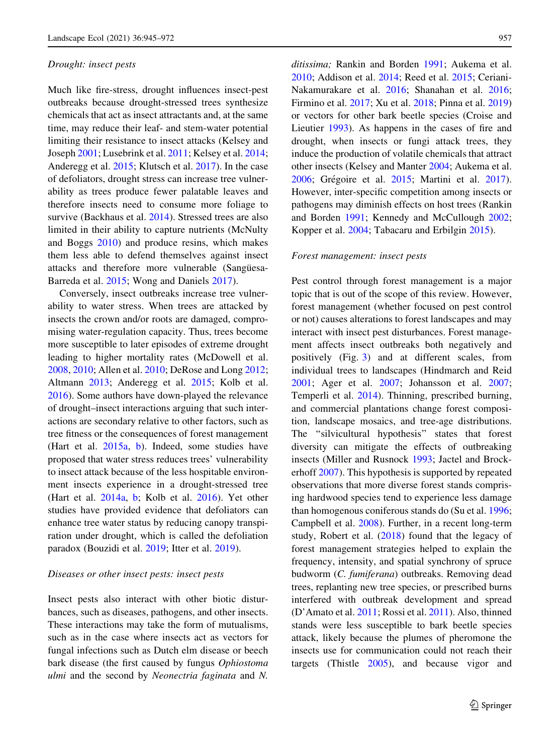*Drought: insect pests*

Much like fire-stress, drought influences insect-pest outbreaks because drought-stressed trees synthesize chemicals that act as insect attractants and, at the same time, may reduce their leaf- and stem-water potential limiting their resistance to insect attacks (Kelsey and Joseph 2001; Lusebrink et al. 2011; Kelsey et al. 2014; Anderegg et al. 2015; Klutsch et al. 2017). In the case of defoliators, drought stress can increase tree vulnerability as trees produce fewer palatable leaves and therefore insects need to consume more foliage to survive (Backhaus et al. 2014). Stressed trees are also limited in their ability to capture nutrients (McNulty and Boggs 2010) and produce resins, which makes them less able to defend themselves against insect attacks and therefore more vulnerable (Sangüesa-Barreda et al. 2015; Wong and Daniels 2017).

Conversely, insect outbreaks increase tree vulnerability to water stress. When trees are attacked by insects the crown and/or roots are damaged, compromising water-regulation capacity. Thus, trees become more susceptible to later episodes of extreme drought leading to higher mortality rates (McDowell et al. 2008, 2010; Allen et al. 2010; DeRose and Long 2012; Altmann 2013; Anderegg et al. 2015; Kolb et al. 2016). Some authors have down-played the relevance of drought–insect interactions arguing that such interactions are secondary relative to other factors, such as tree fitness or the consequences of forest management (Hart et al. 2015a, b). Indeed, some studies have proposed that water stress reduces trees' vulnerability to insect attack because of the less hospitable environment insects experience in a drought-stressed tree (Hart et al. 2014a, b; Kolb et al. 2016). Yet other studies have provided evidence that defoliators can enhance tree water status by reducing canopy transpiration under drought, which is called the defoliation paradox (Bouzidi et al. 2019; Itter et al. 2019).

*Diseases or other insect pests: insect pests*

Insect pests also interact with other biotic disturbances, such as diseases, pathogens, and other insects. These interactions may take the form of mutualisms, such as in the case where insects act as vectors for fungal infections such as Dutch elm disease or beech bark disease (the first caused by fungus *Ophiostoma ulmi* and the second by *Neonectria faginata* and *N. ditissima;* Rankin and Borden 1991; Aukema et al. 2010; Addison et al. 2014; Reed et al. 2015; Ceriani-Nakamurakare et al. 2016; Shanahan et al. 2016; Firmino et al. 2017; Xu et al. 2018; Pinna et al. 2019) or vectors for other bark beetle species (Croise and Lieutier 1993). As happens in the cases of fire and drought, when insects or fungi attack trees, they induce the production of volatile chemicals that attract other insects (Kelsey and Manter 2004; Aukema et al. 2006; Grégoire et al. 2015; Martini et al. 2017). However, inter-specific competition among insects or pathogens may diminish effects on host trees (Rankin and Borden 1991; Kennedy and McCullough 2002; Kopper et al. 2004; Tabacaru and Erbilgin 2015).

*Forest management: insect pests*

Pest control through forest management is a major topic that is out of the scope of this review. However, forest management (whether focused on pest control or not) causes alterations to forest landscapes and may interact with insect pest disturbances. Forest management affects insect outbreaks both negatively and positively (Fig. 3) and at different scales, from individual trees to landscapes (Hindmarch and Reid 2001; Ager et al. 2007; Johansson et al. 2007; Temperli et al. 2014). Thinning, prescribed burning, and commercial plantations change forest composition, landscape mosaics, and tree-age distributions. The "silvicultural hypothesis" states that forest diversity can mitigate the effects of outbreaking insects (Miller and Rusnock 1993; Jactel and Brockerhoff 2007). This hypothesis is supported by repeated observations that more diverse forest stands comprising hardwood species tend to experience less damage than homogenous coniferous stands do (Su et al. 1996; Campbell et al. 2008). Further, in a recent long-term study, Robert et al. (2018) found that the legacy of forest management strategies helped to explain the frequency, intensity, and spatial synchrony of spruce budworm (*C. fumiferana*) outbreaks. Removing dead trees, replanting new tree species, or prescribed burns interfered with outbreak development and spread (D'Amato et al. 2011; Rossi et al. 2011). Also, thinned stands were less susceptible to bark beetle species attack, likely because the plumes of pheromone the insects use for communication could not reach their targets (Thistle 2005), and because vigor and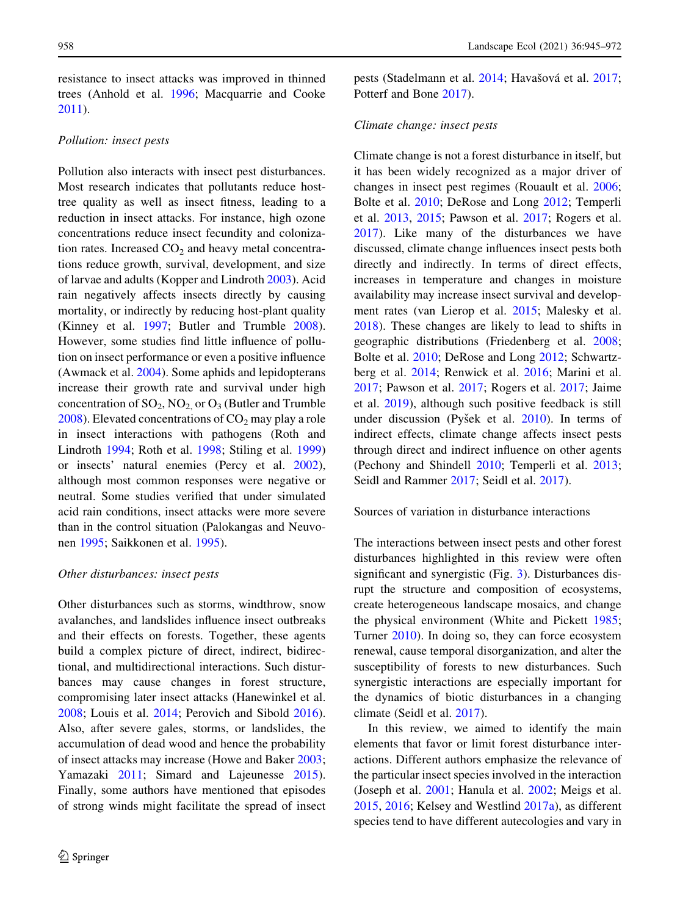resistance to insect attacks was improved in thinned trees (Anhold et al. 1996; Macquarrie and Cooke 2011).

*Pollution: insect pests*

Pollution also interacts with insect pest disturbances. Most research indicates that pollutants reduce host-tree quality as well as insect fitness, leading to a reduction in insect attacks. For instance, high ozone concentrations reduce insect fecundity and colonization rates. Increased $CO_2$ and heavy metal concentrations reduce growth, survival, development, and size of larvae and adults (Kopper and Lindroth 2003). Acid rain negatively affects insects directly by causing mortality, or indirectly by reducing host-plant quality (Kinney et al. 1997; Butler and Trumble 2008). However, some studies find little influence of pollution on insect performance or even a positive influence (Awmack et al. 2004). Some aphids and lepidopterans increase their growth rate and survival under high concentration of $SO_2$, $NO_2$, or $O_3$ (Butler and Trumble 2008). Elevated concentrations of $CO_2$ may play a role in insect interactions with pathogens (Roth and Lindroth 1994; Roth et al. 1998; Stiling et al. 1999) or insects' natural enemies (Percy et al. 2002), although most common responses were negative or neutral. Some studies verified that under simulated acid rain conditions, insect attacks were more severe than in the control situation (Palokangas and Neuvonen 1995; Saikkonen et al. 1995).

*Other disturbances: insect pests*

Other disturbances such as storms, windthrow, snow avalanches, and landslides influence insect outbreaks and their effects on forests. Together, these agents build a complex picture of direct, indirect, bidirectional, and multidirectional interactions. Such disturbances may cause changes in forest structure, compromising later insect attacks (Hanewinkel et al. 2008; Louis et al. 2014; Perovich and Sibold 2016). Also, after severe gales, storms, or landslides, the accumulation of dead wood and hence the probability of insect attacks may increase (Howe and Baker 2003; Yamazaki 2011; Simard and Lajeunesse 2015). Finally, some authors have mentioned that episodes of strong winds might facilitate the spread of insect pests (Stadelmann et al. 2014; Havašová et al. 2017; Potterf and Bone 2017).

*Climate change: insect pests*

Climate change is not a forest disturbance in itself, but it has been widely recognized as a major driver of changes in insect pest regimes (Rouault et al. 2006; Bolte et al. 2010; DeRose and Long 2012; Temperli et al. 2013, 2015; Pawson et al. 2017; Rogers et al. 2017). Like many of the disturbances we have discussed, climate change influences insect pests both directly and indirectly. In terms of direct effects, increases in temperature and changes in moisture availability may increase insect survival and development rates (van Lierop et al. 2015; Malesky et al. 2018). These changes are likely to lead to shifts in geographic distributions (Friedenberg et al. 2008; Bolte et al. 2010; DeRose and Long 2012; Schwartzberg et al. 2014; Renwick et al. 2016; Marini et al. 2017; Pawson et al. 2017; Rogers et al. 2017; Jaime et al. 2019), although such positive feedback is still under discussion (Pyšek et al. 2010). In terms of indirect effects, climate change affects insect pests through direct and indirect influence on other agents (Pechony and Shindell 2010; Temperli et al. 2013; Seidl and Rammer 2017; Seidl et al. 2017).

Sources of variation in disturbance interactions

The interactions between insect pests and other forest disturbances highlighted in this review were often significant and synergistic (Fig. 3). Disturbances disrupt the structure and composition of ecosystems, create heterogeneous landscape mosaics, and change the physical environment (White and Pickett 1985; Turner 2010). In doing so, they can force ecosystem renewal, cause temporal disorganization, and alter the susceptibility of forests to new disturbances. Such synergistic interactions are especially important for the dynamics of biotic disturbances in a changing climate (Seidl et al. 2017).

In this review, we aimed to identify the main elements that favor or limit forest disturbance interactions. Different authors emphasize the relevance of the particular insect species involved in the interaction (Joseph et al. 2001; Hanula et al. 2002; Meigs et al. 2015, 2016; Kelsey and Westlind 2017a), as different species tend to have different autecologies and vary in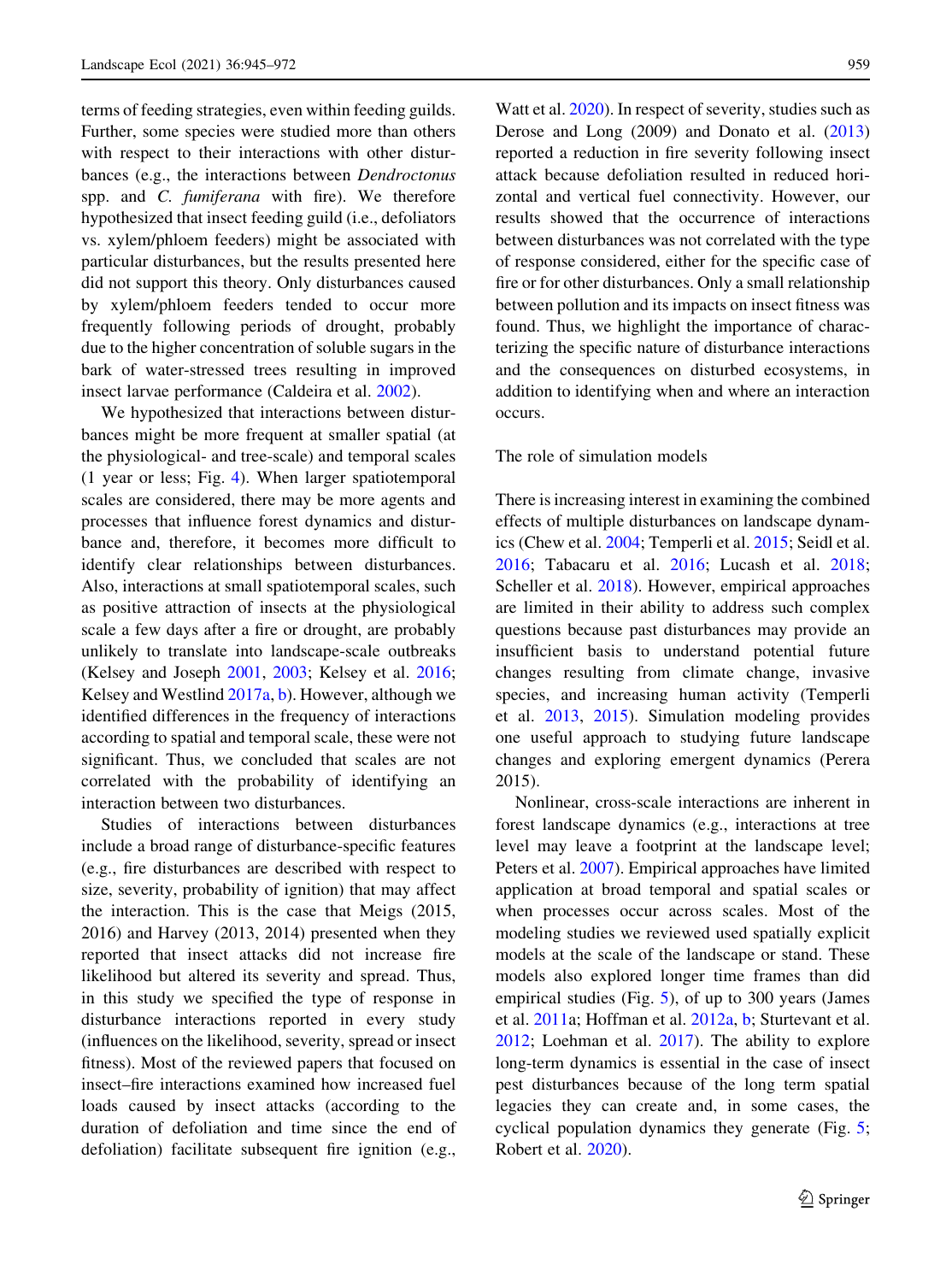terms of feeding strategies, even within feeding guilds. Further, some species were studied more than others with respect to their interactions with other disturbances (e.g., the interactions between *Dendroctonus* spp. and *C. fumiferana* with fire). We therefore hypothesized that insect feeding guild (i.e., defoliators vs. xylem/phloem feeders) might be associated with particular disturbances, but the results presented here did not support this theory. Only disturbances caused by xylem/phloem feeders tended to occur more frequently following periods of drought, probably due to the higher concentration of soluble sugars in the bark of water-stressed trees resulting in improved insect larvae performance (Caldeira et al. 2002).

We hypothesized that interactions between disturbances might be more frequent at smaller spatial (at the physiological- and tree-scale) and temporal scales (1 year or less; Fig. 4). When larger spatiotemporal scales are considered, there may be more agents and processes that influence forest dynamics and disturbance and, therefore, it becomes more difficult to identify clear relationships between disturbances. Also, interactions at small spatiotemporal scales, such as positive attraction of insects at the physiological scale a few days after a fire or drought, are probably unlikely to translate into landscape-scale outbreaks (Kelsey and Joseph 2001, 2003; Kelsey et al. 2016; Kelsey and Westlind 2017a, b). However, although we identified differences in the frequency of interactions according to spatial and temporal scale, these were not significant. Thus, we concluded that scales are not correlated with the probability of identifying an interaction between two disturbances.

Studies of interactions between disturbances include a broad range of disturbance-specific features (e.g., fire disturbances are described with respect to size, severity, probability of ignition) that may affect the interaction. This is the case that Meigs (2015, 2016) and Harvey (2013, 2014) presented when they reported that insect attacks did not increase fire likelihood but altered its severity and spread. Thus, in this study we specified the type of response in disturbance interactions reported in every study (influences on the likelihood, severity, spread or insect fitness). Most of the reviewed papers that focused on insect–fire interactions examined how increased fuel loads caused by insect attacks (according to the duration of defoliation and time since the end of defoliation) facilitate subsequent fire ignition (e.g., Watt et al. 2020). In respect of severity, studies such as Derose and Long (2009) and Donato et al. (2013) reported a reduction in fire severity following insect attack because defoliation resulted in reduced horizontal and vertical fuel connectivity. However, our results showed that the occurrence of interactions between disturbances was not correlated with the type of response considered, either for the specific case of fire or for other disturbances. Only a small relationship between pollution and its impacts on insect fitness was found. Thus, we highlight the importance of characterizing the specific nature of disturbance interactions and the consequences on disturbed ecosystems, in addition to identifying when and where an interaction occurs.

## The role of simulation models

There is increasing interest in examining the combined effects of multiple disturbances on landscape dynamics (Chew et al. 2004; Temperli et al. 2015; Seidl et al. 2016; Tabacaru et al. 2016; Lucash et al. 2018; Scheller et al. 2018). However, empirical approaches are limited in their ability to address such complex questions because past disturbances may provide an insufficient basis to understand potential future changes resulting from climate change, invasive species, and increasing human activity (Temperli et al. 2013, 2015). Simulation modeling provides one useful approach to studying future landscape changes and exploring emergent dynamics (Perera 2015).

Nonlinear, cross-scale interactions are inherent in forest landscape dynamics (e.g., interactions at tree level may leave a footprint at the landscape level; Peters et al. 2007). Empirical approaches have limited application at broad temporal and spatial scales or when processes occur across scales. Most of the modeling studies we reviewed used spatially explicit models at the scale of the landscape or stand. These models also explored longer time frames than did empirical studies (Fig. 5), of up to 300 years (James et al. 2011a; Hoffman et al. 2012a, b; Sturtevant et al. 2012; Loehman et al. 2017). The ability to explore long-term dynamics is essential in the case of insect pest disturbances because of the long term spatial legacies they can create and, in some cases, the cyclical population dynamics they generate (Fig. 5; Robert et al. 2020).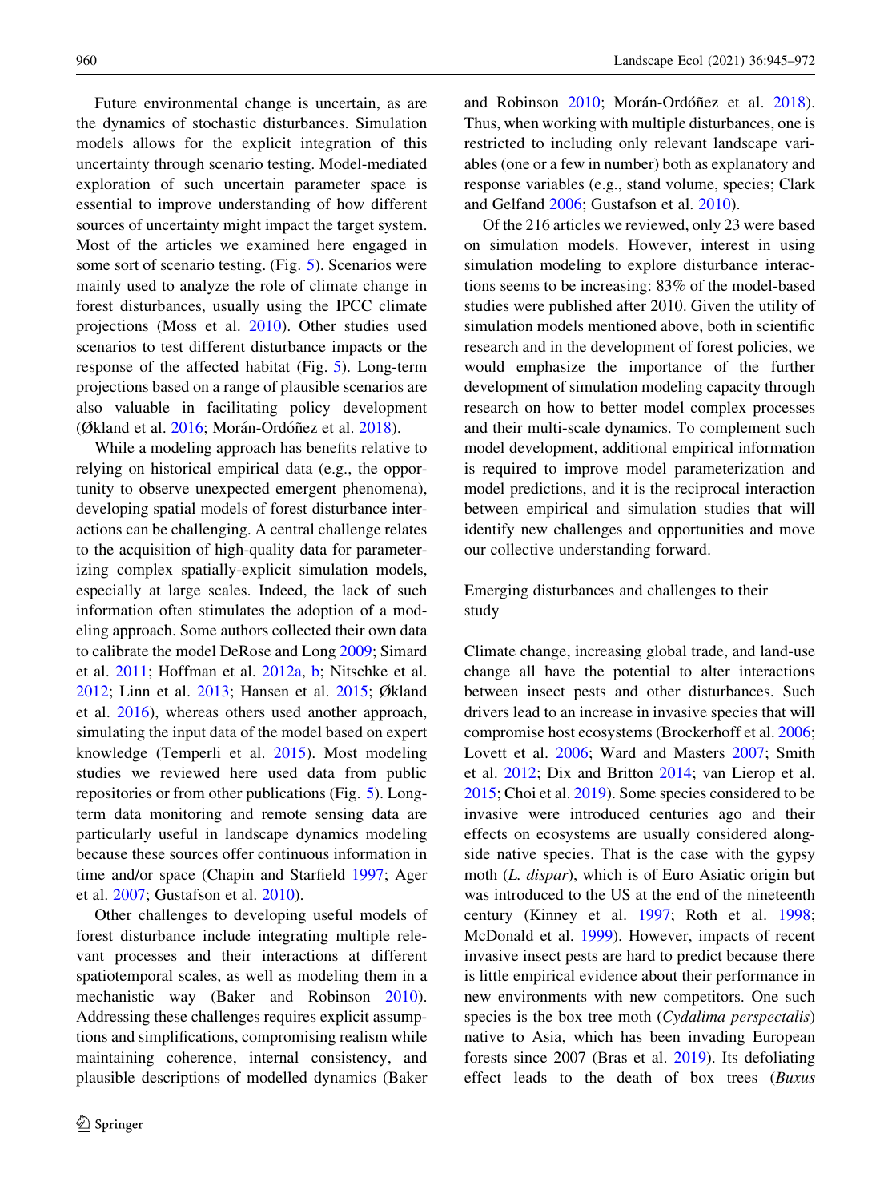Future environmental change is uncertain, as are the dynamics of stochastic disturbances. Simulation models allows for the explicit integration of this uncertainty through scenario testing. Model-mediated exploration of such uncertain parameter space is essential to improve understanding of how different sources of uncertainty might impact the target system. Most of the articles we examined here engaged in some sort of scenario testing. (Fig. 5). Scenarios were mainly used to analyze the role of climate change in forest disturbances, usually using the IPCC climate projections (Moss et al. 2010). Other studies used scenarios to test different disturbance impacts or the response of the affected habitat (Fig. 5). Long-term projections based on a range of plausible scenarios are also valuable in facilitating policy development (Økland et al. 2016; Morán-Ordóñez et al. 2018).

While a modeling approach has benefits relative to relying on historical empirical data (e.g., the opportunity to observe unexpected emergent phenomena), developing spatial models of forest disturbance interactions can be challenging. A central challenge relates to the acquisition of high-quality data for parameterizing complex spatially-explicit simulation models, especially at large scales. Indeed, the lack of such information often stimulates the adoption of a modeling approach. Some authors collected their own data to calibrate the model DeRose and Long 2009; Simard et al. 2011; Hoffman et al. 2012a, b; Nitschke et al. 2012; Linn et al. 2013; Hansen et al. 2015; Økland et al. 2016), whereas others used another approach, simulating the input data of the model based on expert knowledge (Temperli et al. 2015). Most modeling studies we reviewed here used data from public repositories or from other publications (Fig. 5). Long-term data monitoring and remote sensing data are particularly useful in landscape dynamics modeling because these sources offer continuous information in time and/or space (Chapin and Starfield 1997; Ager et al. 2007; Gustafson et al. 2010).

Other challenges to developing useful models of forest disturbance include integrating multiple relevant processes and their interactions at different spatiotemporal scales, as well as modeling them in a mechanistic way (Baker and Robinson 2010). Addressing these challenges requires explicit assumptions and simplifications, compromising realism while maintaining coherence, internal consistency, and plausible descriptions of modelled dynamics (Baker and Robinson 2010; Morán-Ordóñez et al. 2018). Thus, when working with multiple disturbances, one is restricted to including only relevant landscape variables (one or a few in number) both as explanatory and response variables (e.g., stand volume, species; Clark and Gelfand 2006; Gustafson et al. 2010).

Of the 216 articles we reviewed, only 23 were based on simulation models. However, interest in using simulation modeling to explore disturbance interactions seems to be increasing: 83% of the model-based studies were published after 2010. Given the utility of simulation models mentioned above, both in scientific research and in the development of forest policies, we would emphasize the importance of the further development of simulation modeling capacity through research on how to better model complex processes and their multi-scale dynamics. To complement such model development, additional empirical information is required to improve model parameterization and model predictions, and it is the reciprocal interaction between empirical and simulation studies that will identify new challenges and opportunities and move our collective understanding forward.

## Emerging disturbances and challenges to their study

Climate change, increasing global trade, and land-use change all have the potential to alter interactions between insect pests and other disturbances. Such drivers lead to an increase in invasive species that will compromise host ecosystems (Brockerhoff et al. 2006; Lovett et al. 2006; Ward and Masters 2007; Smith et al. 2012; Dix and Britton 2014; van Lierop et al. 2015; Choi et al. 2019). Some species considered to be invasive were introduced centuries ago and their effects on ecosystems are usually considered alongside native species. That is the case with the gypsy moth (*L. dispar*), which is of Euro Asiatic origin but was introduced to the US at the end of the nineteenth century (Kinney et al. 1997; Roth et al. 1998; McDonald et al. 1999). However, impacts of recent invasive insect pests are hard to predict because there is little empirical evidence about their performance in new environments with new competitors. One such species is the box tree moth (*Cydalima perspectalis*) native to Asia, which has been invading European forests since 2007 (Bras et al. 2019). Its defoliating effect leads to the death of box trees (*Buxus*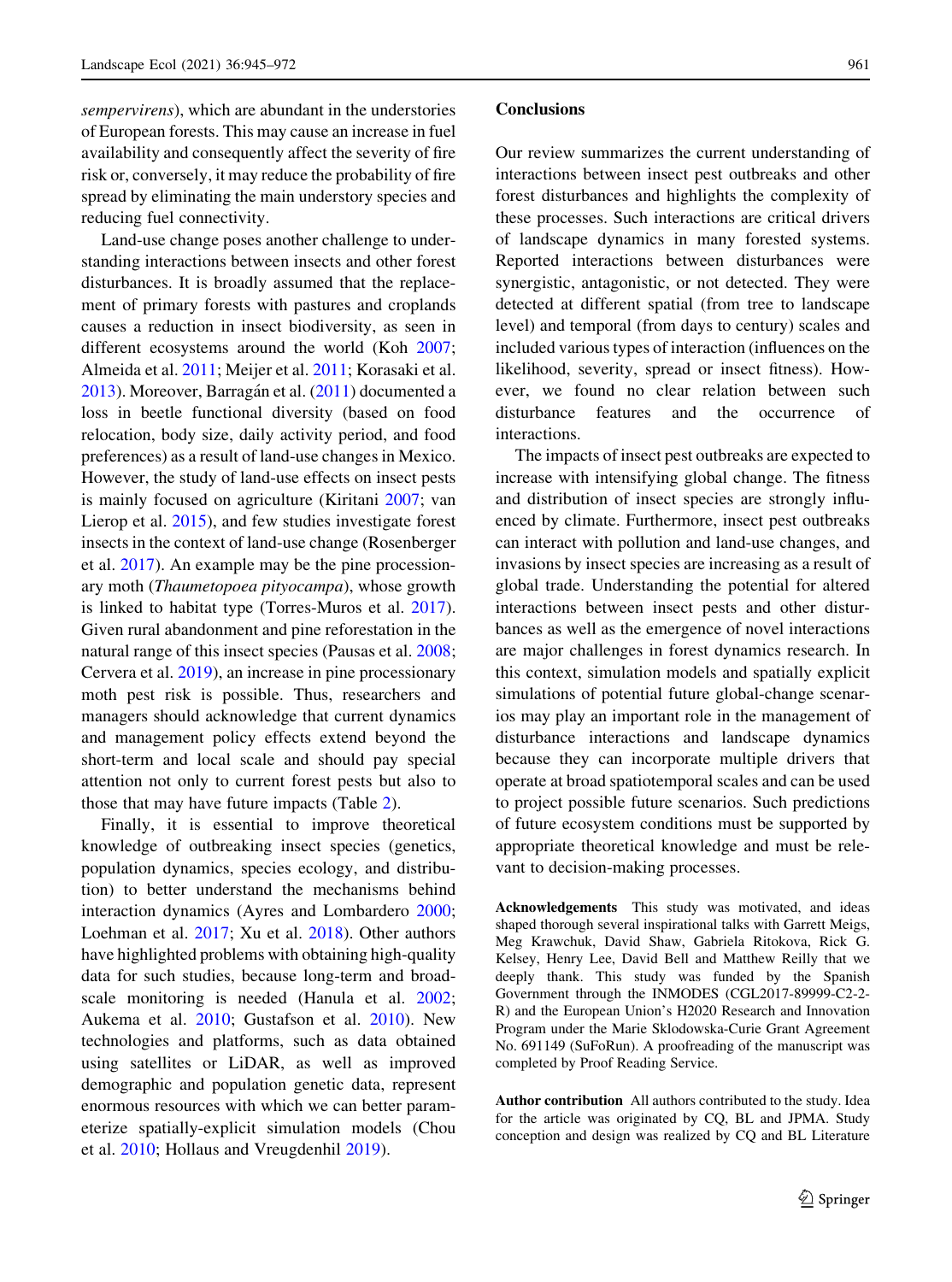*sempervirens*), which are abundant in the understories of European forests. This may cause an increase in fuel availability and consequently affect the severity of fire risk or, conversely, it may reduce the probability of fire spread by eliminating the main understory species and reducing fuel connectivity.

Land-use change poses another challenge to understanding interactions between insects and other forest disturbances. It is broadly assumed that the replacement of primary forests with pastures and croplands causes a reduction in insect biodiversity, as seen in different ecosystems around the world (Koh 2007; Almeida et al. 2011; Meijer et al. 2011; Korasaki et al. 2013). Moreover, Barragán et al. (2011) documented a loss in beetle functional diversity (based on food relocation, body size, daily activity period, and food preferences) as a result of land-use changes in Mexico. However, the study of land-use effects on insect pests is mainly focused on agriculture (Kiritani 2007; van Lierop et al. 2015), and few studies investigate forest insects in the context of land-use change (Rosenberger et al. 2017). An example may be the pine processionary moth (*Thaumetopoea pityocampa*), whose growth is linked to habitat type (Torres-Muros et al. 2017). Given rural abandonment and pine reforestation in the natural range of this insect species (Pausas et al. 2008; Cervera et al. 2019), an increase in pine processionary moth pest risk is possible. Thus, researchers and managers should acknowledge that current dynamics and management policy effects extend beyond the short-term and local scale and should pay special attention not only to current forest pests but also to those that may have future impacts (Table 2).

Finally, it is essential to improve theoretical knowledge of outbreaking insect species (genetics, population dynamics, species ecology, and distribution) to better understand the mechanisms behind interaction dynamics (Ayres and Lombardero 2000; Loehman et al. 2017; Xu et al. 2018). Other authors have highlighted problems with obtaining high-quality data for such studies, because long-term and broad-scale monitoring is needed (Hanula et al. 2002; Aukema et al. 2010; Gustafson et al. 2010). New technologies and platforms, such as data obtained using satellites or LiDAR, as well as improved demographic and population genetic data, represent enormous resources with which we can better parameterize spatially-explicit simulation models (Chou et al. 2010; Hollaus and Vreugdenhil 2019).

## Conclusions

Our review summarizes the current understanding of interactions between insect pest outbreaks and other forest disturbances and highlights the complexity of these processes. Such interactions are critical drivers of landscape dynamics in many forested systems. Reported interactions between disturbances were synergistic, antagonistic, or not detected. They were detected at different spatial (from tree to landscape level) and temporal (from days to century) scales and included various types of interaction (influences on the likelihood, severity, spread or insect fitness). However, we found no clear relation between such disturbance features and the occurrence of interactions.

The impacts of insect pest outbreaks are expected to increase with intensifying global change. The fitness and distribution of insect species are strongly influenced by climate. Furthermore, insect pest outbreaks can interact with pollution and land-use changes, and invasions by insect species are increasing as a result of global trade. Understanding the potential for altered interactions between insect pests and other disturbances as well as the emergence of novel interactions are major challenges in forest dynamics research. In this context, simulation models and spatially explicit simulations of potential future global-change scenarios may play an important role in the management of disturbance interactions and landscape dynamics because they can incorporate multiple drivers that operate at broad spatiotemporal scales and can be used to project possible future scenarios. Such predictions of future ecosystem conditions must be supported by appropriate theoretical knowledge and must be relevant to decision-making processes.

**Acknowledgements** This study was motivated, and ideas shaped thorough several inspirational talks with Garrett Meigs, Meg Krawchuk, David Shaw, Gabriela Ritokova, Rick G. Kelsey, Henry Lee, David Bell and Matthew Reilly that we deeply thank. This study was funded by the Spanish Government through the INMODES (CGL2017-89999-C2-2-R) and the European Union's H2020 Research and Innovation Program under the Marie Sklodowska-Curie Grant Agreement No. 691149 (SuFoRun). A proofreading of the manuscript was completed by Proof Reading Service.

**Author contribution** All authors contributed to the study. Idea for the article was originated by CQ, BL and JPMA. Study conception and design was realized by CQ and BL Literature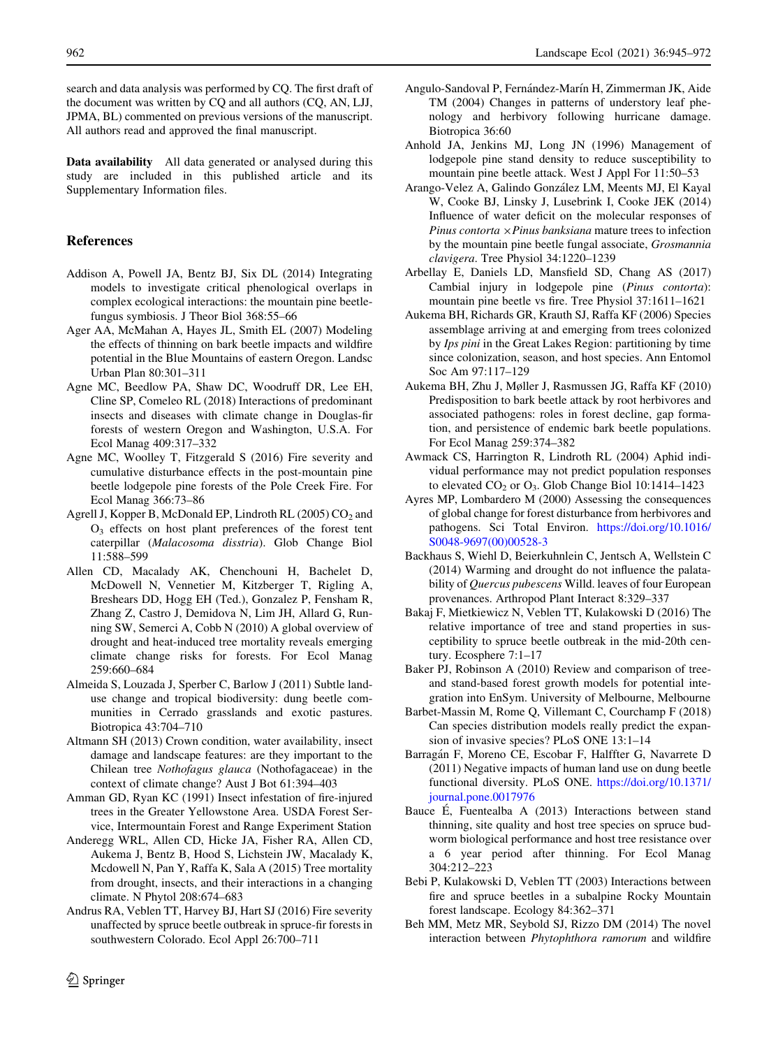search and data analysis was performed by CQ. The first draft of the document was written by CQ and all authors (CQ, AN, LJJ, JPMA, BL) commented on previous versions of the manuscript. All authors read and approved the final manuscript.

**Data availability** All data generated or analysed during this study are included in this published article and its Supplementary Information files.

## References

Addison A, Powell JA, Bentz BJ, Six DL (2014) Integrating models to investigate critical phenological overlaps in complex ecological interactions: the mountain pine beetle-fungus symbiosis. J Theor Biol 368:55–66

Ager AA, McMahan A, Hayes JL, Smith EL (2007) Modeling the effects of thinning on bark beetle impacts and wildfire potential in the Blue Mountains of eastern Oregon. Landsc Urban Plan 80:301–311

Agne MC, Beedlow PA, Shaw DC, Woodruff DR, Lee EH, Cline SP, Comeleo RL (2018) Interactions of predominant insects and diseases with climate change in Douglas-fir forests of western Oregon and Washington, U.S.A. For Ecol Manag 409:317–332

Agne MC, Woolley T, Fitzgerald S (2016) Fire severity and cumulative disturbance effects in the post-mountain pine beetle lodgepole pine forests of the Pole Creek Fire. For Ecol Manag 366:73–86

Agrell J, Kopper B, McDonald EP, Lindroth RL (2005) $CO_2$ and $O_3$ effects on host plant preferences of the forest tent caterpillar (*Malacosoma disstria*). Glob Change Biol 11:588–599

Allen CD, Macalady AK, Chenchouni H, Bachelet D, McDowell N, Vennetier M, Kitzberger T, Rigling A, Breshears DD, Hogg EH (Ted.), Gonzalez P, Fensham R, Zhang Z, Castro J, Demidova N, Lim JH, Allard G, Running SW, Semerci A, Cobb N (2010) A global overview of drought and heat-induced tree mortality reveals emerging climate change risks for forests. For Ecol Manag 259:660–684

Almeida S, Louzada J, Sperber C, Barlow J (2011) Subtle land-use change and tropical biodiversity: dung beetle communities in Cerrado grasslands and exotic pastures. Biotropica 43:704–710

Altmann SH (2013) Crown condition, water availability, insect damage and landscape features: are they important to the Chilean tree *Nothofagus glauca* (Nothofagaceae) in the context of climate change? Aust J Bot 61:394–403

Amman GD, Ryan KC (1991) Insect infestation of fire-injured trees in the Greater Yellowstone Area. USDA Forest Service, Intermountain Forest and Range Experiment Station

Anderegg WRL, Allen CD, Hicke JA, Fisher RA, Allen CD, Aukema J, Bentz B, Hood S, Lichstein JW, Macalady K, Mcdowell N, Pan Y, Raffa K, Sala A (2015) Tree mortality from drought, insects, and their interactions in a changing climate. N Phytol 208:674–683

Andrus RA, Veblen TT, Harvey BJ, Hart SJ (2016) Fire severity unaffected by spruce beetle outbreak in spruce-fir forests in southwestern Colorado. Ecol Appl 26:700–711

Angulo-Sandoval P, Fernández-Marín H, Zimmerman JK, Aide TM (2004) Changes in patterns of understory leaf phenology and herbivory following hurricane damage. Biotropica 36:60

Anhold JA, Jenkins MJ, Long JN (1996) Management of lodgepole pine stand density to reduce susceptibility to mountain pine beetle attack. West J Appl For 11:50–53

Arango-Velez A, Galindo González LM, Meents MJ, El Kayal W, Cooke BJ, Linsky J, Lusebrink I, Cooke JEK (2014) Influence of water deficit on the molecular responses of *Pinus contorta* × *Pinus banksiana* mature trees to infection by the mountain pine beetle fungal associate, *Grosmannia clavigera*. Tree Physiol 34:1220–1239

Arbellay E, Daniels LD, Mansfield SD, Chang AS (2017) Cambial injury in lodgepole pine (*Pinus contorta*): mountain pine beetle vs fire. Tree Physiol 37:1611–1621

Aukema BH, Richards GR, Krauth SJ, Raffa KF (2006) Species assemblage arriving at and emerging from trees colonized by *Ips pini* in the Great Lakes Region: partitioning by time since colonization, season, and host species. Ann Entomol Soc Am 97:117–129

Aukema BH, Zhu J, Møller J, Rasmussen JG, Raffa KF (2010) Predisposition to bark beetle attack by root herbivores and associated pathogens: roles in forest decline, gap formation, and persistence of endemic bark beetle populations. For Ecol Manag 259:374–382

Awmack CS, Harrington R, Lindroth RL (2004) Aphid individual performance may not predict population responses to elevated $CO_2$ or $O_3$. Glob Change Biol 10:1414–1423

Ayres MP, Lombardero M (2000) Assessing the consequences of global change for forest disturbance from herbivores and pathogens. Sci Total Environ. https://doi.org/10.1016/S0048-9697(00)00528-3

Backhaus S, Wiehl D, Beierkuhnlein C, Jentsch A, Wellstein C (2014) Warming and drought do not influence the palatability of *Quercus pubescens* Willd. leaves of four European provenances. Arthropod Plant Interact 8:329–337

Bakaj F, Mietkiewicz N, Veblen TT, Kulakowski D (2016) The relative importance of tree and stand properties in susceptibility to spruce beetle outbreak in the mid-20th century. Ecosphere 7:1–17

Baker PJ, Robinson A (2010) Review and comparison of tree- and stand-based forest growth models for potential integration into EnSym. University of Melbourne, Melbourne

Barbet-Massin M, Rome Q, Villemant C, Courchamp F (2018) Can species distribution models really predict the expansion of invasive species? PLoS ONE 13:1–14

Barragán F, Moreno CE, Escobar F, Halffter G, Navarrete D (2011) Negative impacts of human land use on dung beetle functional diversity. PLoS ONE. https://doi.org/10.1371/journal.pone.0017976

Bauce É, Fuentealba A (2013) Interactions between stand thinning, site quality and host tree species on spruce budworm biological performance and host tree resistance over a 6 year period after thinning. For Ecol Manag 304:212–223

Bebi P, Kulakowski D, Veblen TT (2003) Interactions between fire and spruce beetles in a subalpine Rocky Mountain forest landscape. Ecology 84:362–371

Beh MM, Metz MR, Seybold SJ, Rizzo DM (2014) The novel interaction between *Phytophthora ramorum* and wildfire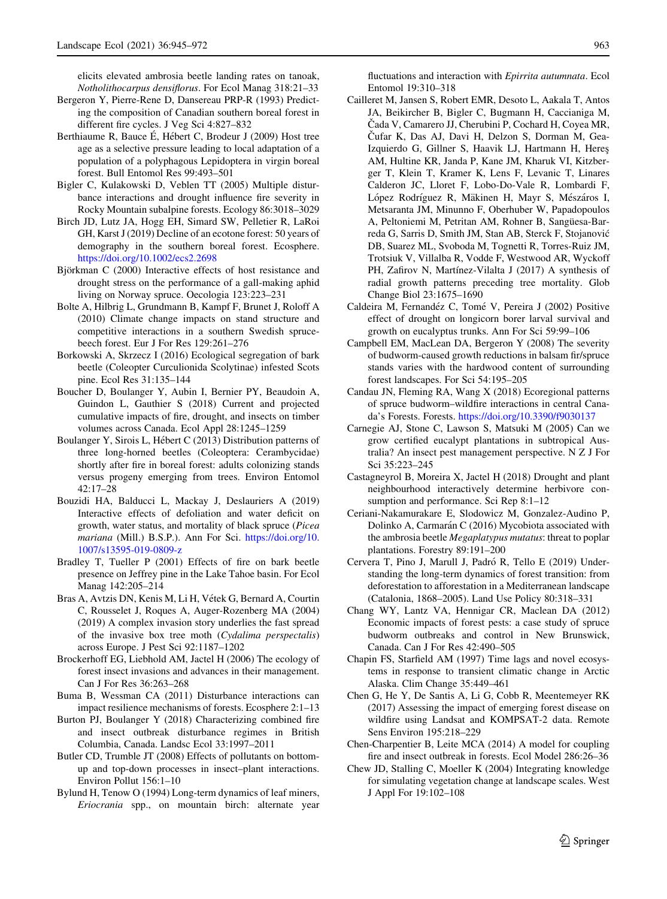elicits elevated ambrosia beetle landing rates on tanoak, *Notholithocarpus densiflorus*. For Ecol Manag 318:21–33

Bergeron Y, Pierre-Rene D, Dansereau PRP-R (1993) Predicting the composition of Canadian southern boreal forest in different fire cycles. J Veg Sci 4:827–832

Berthiaume R, Bauce É, Hébert C, Brodeur J (2009) Host tree age as a selective pressure leading to local adaptation of a population of a polyphagous Lepidoptera in virgin boreal forest. Bull Entomol Res 99:493–501

Bigler C, Kulakowski D, Veblen TT (2005) Multiple disturbance interactions and drought influence fire severity in Rocky Mountain subalpine forests. Ecology 86:3018–3029

Birch JD, Lutz JA, Hogg EH, Simard SW, Pelletier R, LaRoi GH, Karst J (2019) Decline of an ecotone forest: 50 years of demography in the southern boreal forest. Ecosphere. https://doi.org/10.1002/ecs2.2698

Björkman C (2000) Interactive effects of host resistance and drought stress on the performance of a gall-making aphid living on Norway spruce. Oecologia 123:223–231

Bolte A, Hilbrig L, Grundmann B, Kampf F, Brunet J, Roloff A (2010) Climate change impacts on stand structure and competitive interactions in a southern Swedish sprucebeech forest. Eur J For Res 129:261–276

Borkowski A, Skrzecz I (2016) Ecological segregation of bark beetle (Coleopter Curculionida Scolytinae) infested Scots pine. Ecol Res 31:135–144

Boucher D, Boulanger Y, Aubin I, Bernier PY, Beaudoin A, Guindon L, Gauthier S (2018) Current and projected cumulative impacts of fire, drought, and insects on timber volumes across Canada. Ecol Appl 28:1245–1259

Boulanger Y, Sirois L, Hébert C (2013) Distribution patterns of three long-horned beetles (Coleoptera: Cerambycidae) shortly after fire in boreal forest: adults colonizing stands versus progeny emerging from trees. Environ Entomol 42:17–28

Bouzidi HA, Balducci L, Mackay J, Deslauriers A (2019) Interactive effects of defoliation and water deficit on growth, water status, and mortality of black spruce (*Picea mariana* (Mill.) B.S.P.). Ann For Sci. https://doi.org/10.1007/s13595-019-0809-z

Bradley T, Tueller P (2001) Effects of fire on bark beetle presence on Jeffrey pine in the Lake Tahoe basin. For Ecol Manag 142:205–214

Bras A, Avtzis DN, Kenis M, Li H, Vétek G, Bernard A, Courtin C, Rousselet J, Roques A, Auger-Rozenberg MA (2004) (2019) A complex invasion story underlies the fast spread of the invasive box tree moth (*Cydalima perspectalis*) across Europe. J Pest Sci 92:1187–1202

Brockerhoff EG, Liebhold AM, Jactel H (2006) The ecology of forest insect invasions and advances in their management. Can J For Res 36:263–268

Buma B, Wessman CA (2011) Disturbance interactions can impact resilience mechanisms of forests. Ecosphere 2:1–13

Burton PJ, Boulanger Y (2018) Characterizing combined fire and insect outbreak disturbance regimes in British Columbia, Canada. Landsc Ecol 33:1997–2011

Butler CD, Trumble JT (2008) Effects of pollutants on bottom-up and top-down processes in insect–plant interactions. Environ Pollut 156:1–10

Bylund H, Tenow O (1994) Long-term dynamics of leaf miners, *Eriocrania* spp., on mountain birch: alternate year fluctuations and interaction with *Epirrita autumnata*. Ecol Entomol 19:310–318

Cailleret M, Jansen S, Robert EMR, Desoto L, Aakala T, Antos JA, Beikircher B, Bigler C, Bugmann H, Caccianiga M, Čada V, Camarero JJ, Cherubini P, Cochard H, Coyea MR, Čufar K, Das AJ, Davi H, Delzon S, Dorman M, Gea-Izquierdo G, Gillner S, Haavik LJ, Hartmann H, Hereş AM, Hultine KR, Janda P, Kane JM, Kharuk VI, Kitzberger T, Klein T, Kramer K, Lens F, Levanic T, Linares Calderon JC, Lloret F, Lobo-Do-Vale R, Lombardi F, López Rodríguez R, Mäkinen H, Mayr S, Mészáros I, Metsaranta JM, Minunno F, Oberhuber W, Papadopoulos A, Peltoniemi M, Petritan AM, Rohner B, Sangüesa-Barreda G, Sarris D, Smith JM, Stan AB, Sterck F, Stojanović DB, Suarez ML, Svoboda M, Tognetti R, Torres-Ruiz JM, Trotsiuk V, Villalba R, Vodde F, Westwood AR, Wyckoff PH, Zafirov N, Martínez-Vilalta J (2017) A synthesis of radial growth patterns preceding tree mortality. Glob Change Biol 23:1675–1690

Caldeira M, Fernandéz C, Tomé V, Pereira J (2002) Positive effect of drought on longicorn borer larval survival and growth on eucalyptus trunks. Ann For Sci 59:99–106

Campbell EM, MacLean DA, Bergeron Y (2008) The severity of budworm-caused growth reductions in balsam fir/spruce stands varies with the hardwood content of surrounding forest landscapes. For Sci 54:195–205

Candau JN, Fleming RA, Wang X (2018) Ecoregional patterns of spruce budworm–wildfire interactions in central Canada's Forests. Forests. https://doi.org/10.3390/f9030137

Carnegie AJ, Stone C, Lawson S, Matsuki M (2005) Can we grow certified eucalypt plantations in subtropical Australia? An insect pest management perspective. N Z J For Sci 35:223–245

Castagneyrol B, Moreira X, Jactel H (2018) Drought and plant neighbourhood interactively determine herbivore consumption and performance. Sci Rep 8:1–12

Ceriani-Nakamurakare E, Slodowicz M, Gonzalez-Audino P, Dolinko A, Carmarán C (2016) Mycobiota associated with the ambrosia beetle *Megaplatypus mutatus*: threat to poplar plantations. Forestry 89:191–200

Cervera T, Pino J, Marull J, Padró R, Tello E (2019) Understanding the long-term dynamics of forest transition: from deforestation to afforestation in a Mediterranean landscape (Catalonia, 1868–2005). Land Use Policy 80:318–331

Chang WY, Lantz VA, Hennigar CR, Maclean DA (2012) Economic impacts of forest pests: a case study of spruce budworm outbreaks and control in New Brunswick, Canada. Can J For Res 42:490–505

Chapin FS, Starfield AM (1997) Time lags and novel ecosystems in response to transient climatic change in Arctic Alaska. Clim Change 35:449–461

Chen G, He Y, De Santis A, Li G, Cobb R, Meentemeyer RK (2017) Assessing the impact of emerging forest disease on wildfire using Landsat and KOMPSAT-2 data. Remote Sens Environ 195:218–229

Chen-Charpentier B, Leite MCA (2014) A model for coupling fire and insect outbreak in forests. Ecol Model 286:26–36

Chew JD, Stalling C, Moeller K (2004) Integrating knowledge for simulating vegetation change at landscape scales. West J Appl For 19:102–108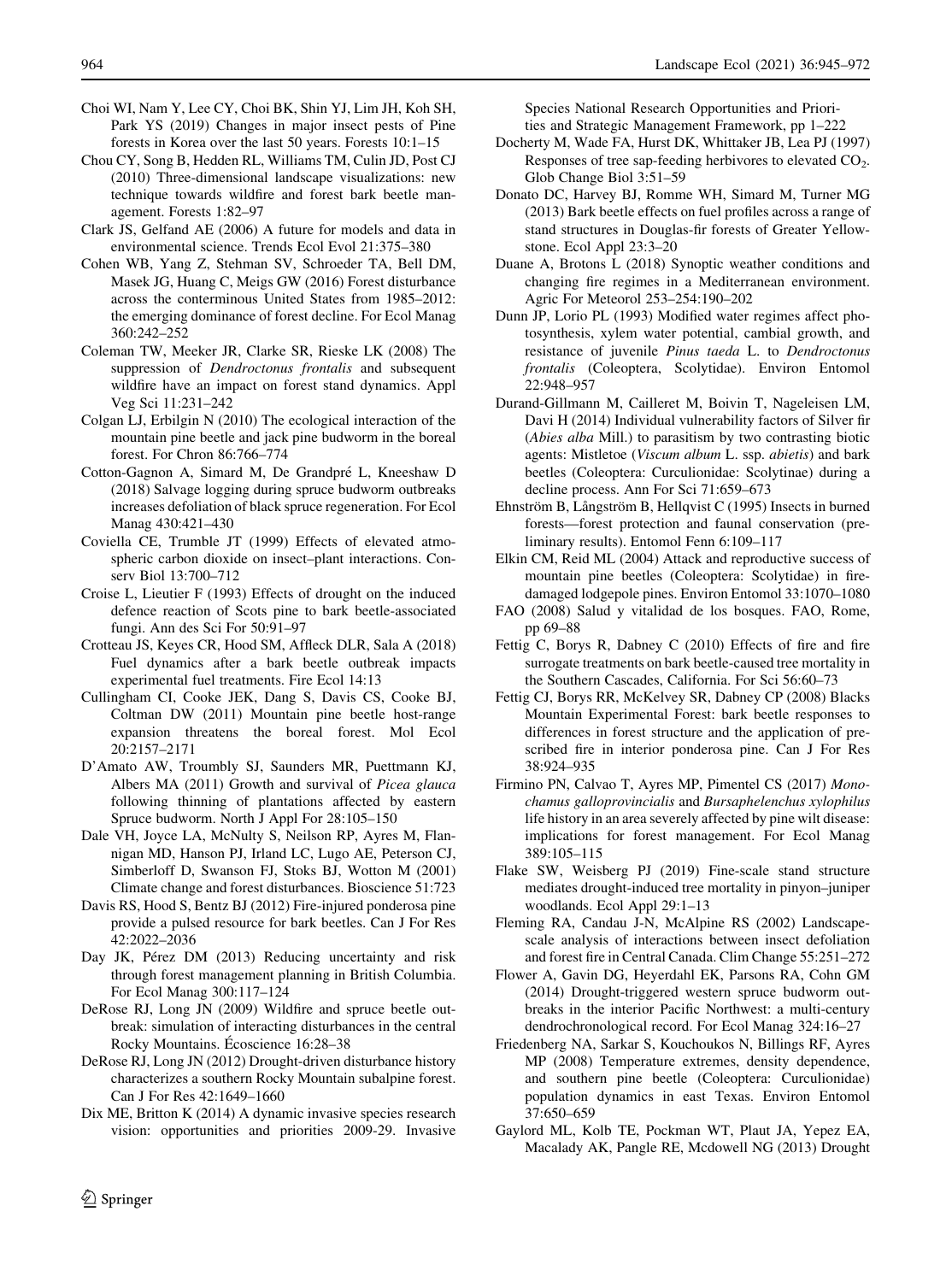Choi WI, Nam Y, Lee CY, Choi BK, Shin YJ, Lim JH, Koh SH, Park YS (2019) Changes in major insect pests of Pine forests in Korea over the last 50 years. Forests 10:1–15

Chou CY, Song B, Hedden RL, Williams TM, Culin JD, Post CJ (2010) Three-dimensional landscape visualizations: new technique towards wildfire and forest bark beetle management. Forests 1:82–97

Clark JS, Gelfand AE (2006) A future for models and data in environmental science. Trends Ecol Evol 21:375–380

Cohen WB, Yang Z, Stehman SV, Schroeder TA, Bell DM, Masek JG, Huang C, Meigs GW (2016) Forest disturbance across the conterminous United States from 1985–2012: the emerging dominance of forest decline. For Ecol Manag 360:242–252

Coleman TW, Meeker JR, Clarke SR, Rieske LK (2008) The suppression of *Dendroctonus frontalis* and subsequent wildfire have an impact on forest stand dynamics. Appl Veg Sci 11:231–242

Colgan LJ, Erbilgin N (2010) The ecological interaction of the mountain pine beetle and jack pine budworm in the boreal forest. For Chron 86:766–774

Cotton-Gagnon A, Simard M, De Grandpré L, Kneeshaw D (2018) Salvage logging during spruce budworm outbreaks increases defoliation of black spruce regeneration. For Ecol Manag 430:421–430

Coviella CE, Trumble JT (1999) Effects of elevated atmospheric carbon dioxide on insect–plant interactions. Conserv Biol 13:700–712

Croise L, Lieutier F (1993) Effects of drought on the induced defence reaction of Scots pine to bark beetle-associated fungi. Ann des Sci For 50:91–97

Crotteau JS, Keyes CR, Hood SM, Affleck DLR, Sala A (2018) Fuel dynamics after a bark beetle outbreak impacts experimental fuel treatments. Fire Ecol 14:13

Cullingham CI, Cooke JEK, Dang S, Davis CS, Cooke BJ, Coltman DW (2011) Mountain pine beetle host-range expansion threatens the boreal forest. Mol Ecol 20:2157–2171

D'Amato AW, Troumbly SJ, Saunders MR, Puettmann KJ, Albers MA (2011) Growth and survival of *Picea glauca* following thinning of plantations affected by eastern Spruce budworm. North J Appl For 28:105–150

Dale VH, Joyce LA, McNulty S, Neilson RP, Ayres M, Flannigan MD, Hanson PJ, Irland LC, Lugo AE, Peterson CJ, Simberloff D, Swanson FJ, Stoks BJ, Wotton M (2001) Climate change and forest disturbances. Bioscience 51:723

Davis RS, Hood S, Bentz BJ (2012) Fire-injured ponderosa pine provide a pulsed resource for bark beetles. Can J For Res 42:2022–2036

Day JK, Pérez DM (2013) Reducing uncertainty and risk through forest management planning in British Columbia. For Ecol Manag 300:117–124

DeRose RJ, Long JN (2009) Wildfire and spruce beetle outbreak: simulation of interacting disturbances in the central Rocky Mountains. Écoscience 16:28–38

DeRose RJ, Long JN (2012) Drought-driven disturbance history characterizes a southern Rocky Mountain subalpine forest. Can J For Res 42:1649–1660

Dix ME, Britton K (2014) A dynamic invasive species research vision: opportunities and priorities 2009-29. Invasive Species National Research Opportunities and Priorities and Strategic Management Framework, pp 1–222

Docherty M, Wade FA, Hurst DK, Whittaker JB, Lea PJ (1997) Responses of tree sap-feeding herbivores to elevated $CO_2$. Glob Change Biol 3:51–59

Donato DC, Harvey BJ, Romme WH, Simard M, Turner MG (2013) Bark beetle effects on fuel profiles across a range of stand structures in Douglas-fir forests of Greater Yellowstone. Ecol Appl 23:3–20

Duane A, Brotons L (2018) Synoptic weather conditions and changing fire regimes in a Mediterranean environment. Agric For Meteorol 253–254:190–202

Dunn JP, Lorio PL (1993) Modified water regimes affect photosynthesis, xylem water potential, cambial growth, and resistance of juvenile *Pinus taeda* L. to *Dendroctonus frontalis* (Coleoptera, Scolytidae). Environ Entomol 22:948–957

Durand-Gillmann M, Cailleret M, Boivin T, Nageleisen LM, Davi H (2014) Individual vulnerability factors of Silver fir (*Abies alba* Mill.) to parasitism by two contrasting biotic agents: Mistletoe (*Viscum album* L. ssp. *abietis*) and bark beetles (Coleoptera: Curculionidae: Scolytinae) during a decline process. Ann For Sci 71:659–673

Ehnström B, Långström B, Hellqvist C (1995) Insects in burned forests—forest protection and faunal conservation (preliminary results). Entomol Fenn 6:109–117

Elkin CM, Reid ML (2004) Attack and reproductive success of mountain pine beetles (Coleoptera: Scolytidae) in fire-damaged lodgepole pines. Environ Entomol 33:1070–1080

FAO (2008) Salud y vitalidad de los bosques. FAO, Rome, pp 69–88

Fettig C, Borys R, Dabney C (2010) Effects of fire and fire surrogate treatments on bark beetle-caused tree mortality in the Southern Cascades, California. For Sci 56:60–73

Fettig CJ, Borys RR, McKelvey SR, Dabney CP (2008) Blacks Mountain Experimental Forest: bark beetle responses to differences in forest structure and the application of prescribed fire in interior ponderosa pine. Can J For Res 38:924–935

Firmino PN, Calvao T, Ayres MP, Pimentel CS (2017) *Monochamus galloprovincialis* and *Bursaphelenchus xylophilus* life history in an area severely affected by pine wilt disease: implications for forest management. For Ecol Manag 389:105–115

Flake SW, Weisberg PJ (2019) Fine-scale stand structure mediates drought-induced tree mortality in pinyon–juniper woodlands. Ecol Appl 29:1–13

Fleming RA, Candau J-N, McAlpine RS (2002) Landscape-scale analysis of interactions between insect defoliation and forest fire in Central Canada. Clim Change 55:251–272

Flower A, Gavin DG, Heyerdahl EK, Parsons RA, Cohn GM (2014) Drought-triggered western spruce budworm outbreaks in the interior Pacific Northwest: a multi-century dendrochronological record. For Ecol Manag 324:16–27

Friedenberg NA, Sarkar S, Kouchoukos N, Billings RF, Ayres MP (2008) Temperature extremes, density dependence, and southern pine beetle (Coleoptera: Curculionidae) population dynamics in east Texas. Environ Entomol 37:650–659

Gaylord ML, Kolb TE, Pockman WT, Plaut JA, Yepez EA, Macalady AK, Pangle RE, Mcdowell NG (2013) Drought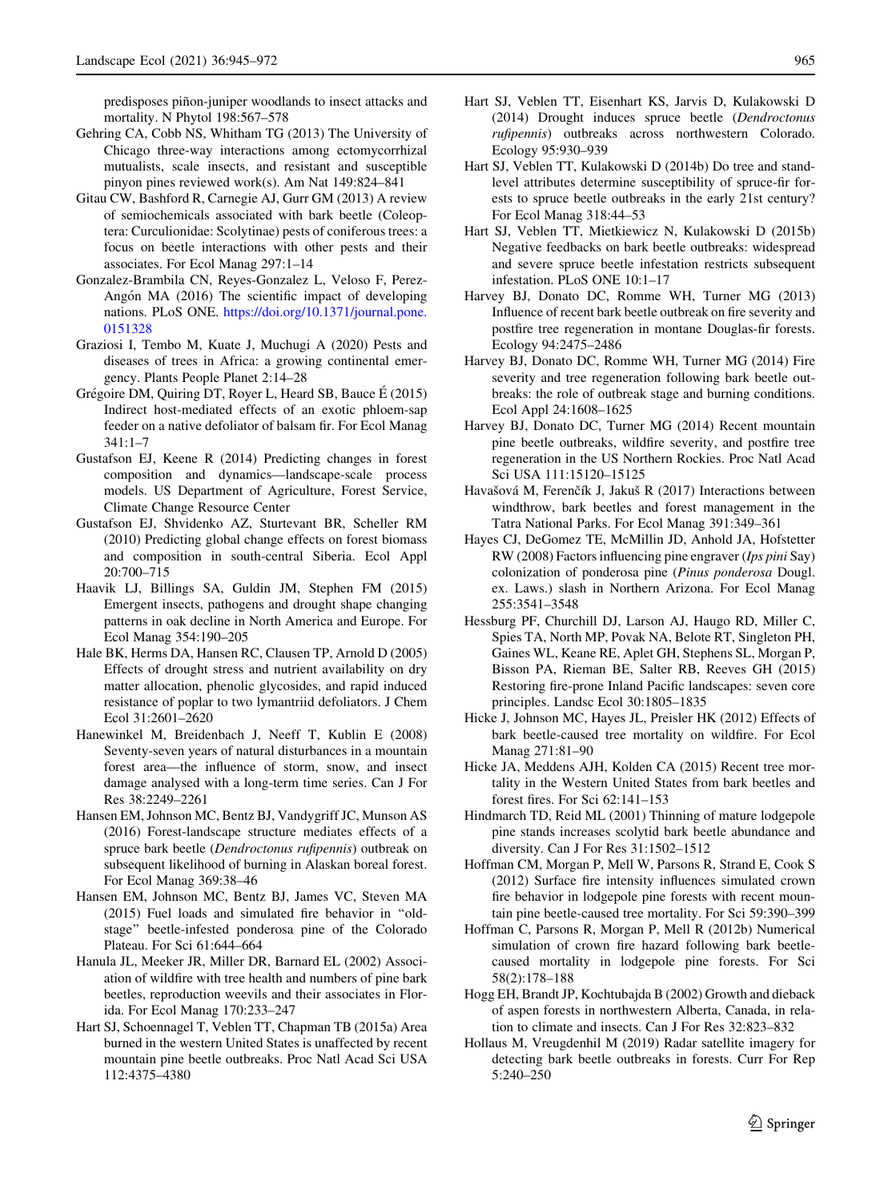predisposes piñon-juniper woodlands to insect attacks and mortality. N Phytol 198:567–578

Gehring CA, Cobb NS, Whitham TG (2013) The University of Chicago three-way interactions among ectomycorrhizal mutualists, scale insects, and resistant and susceptible pinyon pines reviewed work(s). Am Nat 149:824–841

Gitau CW, Bashford R, Carnegie AJ, Gurr GM (2013) A review of semiochemicals associated with bark beetle (Coleoptera: Curculionidae: Scolytinae) pests of coniferous trees: a focus on beetle interactions with other pests and their associates. For Ecol Manag 297:1–14

Gonzalez-Brambila CN, Reyes-Gonzalez L, Veloso F, Perez-Angón MA (2016) The scientific impact of developing nations. PLoS ONE. https://doi.org/10.1371/journal.pone.0151328

Graziosi I, Tembo M, Kuate J, Muchugi A (2020) Pests and diseases of trees in Africa: a growing continental emergency. Plants People Planet 2:14–28

Grégoire DM, Quiring DT, Royer L, Heard SB, Bauce É (2015) Indirect host-mediated effects of an exotic phloem-sap feeder on a native defoliator of balsam fir. For Ecol Manag 341:1–7

Gustafson EJ, Keene R (2014) Predicting changes in forest composition and dynamics—landscape-scale process models. US Department of Agriculture, Forest Service, Climate Change Resource Center

Gustafson EJ, Shvidenko AZ, Sturtevant BR, Scheller RM (2010) Predicting global change effects on forest biomass and composition in south-central Siberia. Ecol Appl 20:700–715

Haavik LJ, Billings SA, Guldin JM, Stephen FM (2015) Emergent insects, pathogens and drought shape changing patterns in oak decline in North America and Europe. For Ecol Manag 354:190–205

Hale BK, Herms DA, Hansen RC, Clausen TP, Arnold D (2005) Effects of drought stress and nutrient availability on dry matter allocation, phenolic glycosides, and rapid induced resistance of poplar to two lymantriid defoliators. J Chem Ecol 31:2601–2620

Hanewinkel M, Breidenbach J, Neeff T, Kublin E (2008) Seventy-seven years of natural disturbances in a mountain forest area—the influence of storm, snow, and insect damage analysed with a long-term time series. Can J For Res 38:2249–2261

Hansen EM, Johnson MC, Bentz BJ, Vandygriff JC, Munson AS (2016) Forest-landscape structure mediates effects of a spruce bark beetle (*Dendroctonus rufipennis*) outbreak on subsequent likelihood of burning in Alaskan boreal forest. For Ecol Manag 369:38–46

Hansen EM, Johnson MC, Bentz BJ, James VC, Steven MA (2015) Fuel loads and simulated fire behavior in "old-stage" beetle-infested ponderosa pine of the Colorado Plateau. For Sci 61:644–664

Hanula JL, Meeker JR, Miller DR, Barnard EL (2002) Association of wildfire with tree health and numbers of pine bark beetles, reproduction weevils and their associates in Florida. For Ecol Manag 170:233–247

Hart SJ, Schoennagel T, Veblen TT, Chapman TB (2015a) Area burned in the western United States is unaffected by recent mountain pine beetle outbreaks. Proc Natl Acad Sci USA 112:4375–4380

Hart SJ, Veblen TT, Eisenhart KS, Jarvis D, Kulakowski D (2014) Drought induces spruce beetle (*Dendroctonus rufipennis*) outbreaks across northwestern Colorado. Ecology 95:930–939

Hart SJ, Veblen TT, Kulakowski D (2014b) Do tree and stand-level attributes determine susceptibility of spruce-fir forests to spruce beetle outbreaks in the early 21st century? For Ecol Manag 318:44–53

Hart SJ, Veblen TT, Mietkiewicz N, Kulakowski D (2015b) Negative feedbacks on bark beetle outbreaks: widespread and severe spruce beetle infestation restricts subsequent infestation. PLoS ONE 10:1–17

Harvey BJ, Donato DC, Romme WH, Turner MG (2013) Influence of recent bark beetle outbreak on fire severity and postfire tree regeneration in montane Douglas-fir forests. Ecology 94:2475–2486

Harvey BJ, Donato DC, Romme WH, Turner MG (2014) Fire severity and tree regeneration following bark beetle outbreaks: the role of outbreak stage and burning conditions. Ecol Appl 24:1608–1625

Harvey BJ, Donato DC, Turner MG (2014) Recent mountain pine beetle outbreaks, wildfire severity, and postfire tree regeneration in the US Northern Rockies. Proc Natl Acad Sci USA 111:15120–15125

Havašová M, Ferenčík J, Jakuš R (2017) Interactions between windthrow, bark beetles and forest management in the Tatra National Parks. For Ecol Manag 391:349–361

Hayes CJ, DeGomez TE, McMillin JD, Anhold JA, Hofstetter RW (2008) Factors influencing pine engraver (*Ips pini* Say) colonization of ponderosa pine (*Pinus ponderosa* Dougl. ex. Laws.) slash in Northern Arizona. For Ecol Manag 255:3541–3548

Hessburg PF, Churchill DJ, Larson AJ, Haugo RD, Miller C, Spies TA, North MP, Povak NA, Belote RT, Singleton PH, Gaines WL, Keane RE, Aplet GH, Stephens SL, Morgan P, Bisson PA, Rieman BE, Salter RB, Reeves GH (2015) Restoring fire-prone Inland Pacific landscapes: seven core principles. Landsc Ecol 30:1805–1835

Hicke J, Johnson MC, Hayes JL, Preisler HK (2012) Effects of bark beetle-caused tree mortality on wildfire. For Ecol Manag 271:81–90

Hicke JA, Meddens AJH, Kolden CA (2015) Recent tree mortality in the Western United States from bark beetles and forest fires. For Sci 62:141–153

Hindmarch TD, Reid ML (2001) Thinning of mature lodgepole pine stands increases scolytid bark beetle abundance and diversity. Can J For Res 31:1502–1512

Hoffman CM, Morgan P, Mell W, Parsons R, Strand E, Cook S (2012) Surface fire intensity influences simulated crown fire behavior in lodgepole pine forests with recent mountain pine beetle-caused tree mortality. For Sci 59:390–399

Hoffman C, Parsons R, Morgan P, Mell R (2012b) Numerical simulation of crown fire hazard following bark beetle-caused mortality in lodgepole pine forests. For Sci 58(2):178–188

Hogg EH, Brandt JP, Kochtubajda B (2002) Growth and dieback of aspen forests in northwestern Alberta, Canada, in relation to climate and insects. Can J For Res 32:823–832

Hollaus M, Vreugdenhil M (2019) Radar satellite imagery for detecting bark beetle outbreaks in forests. Curr For Rep 5:240–250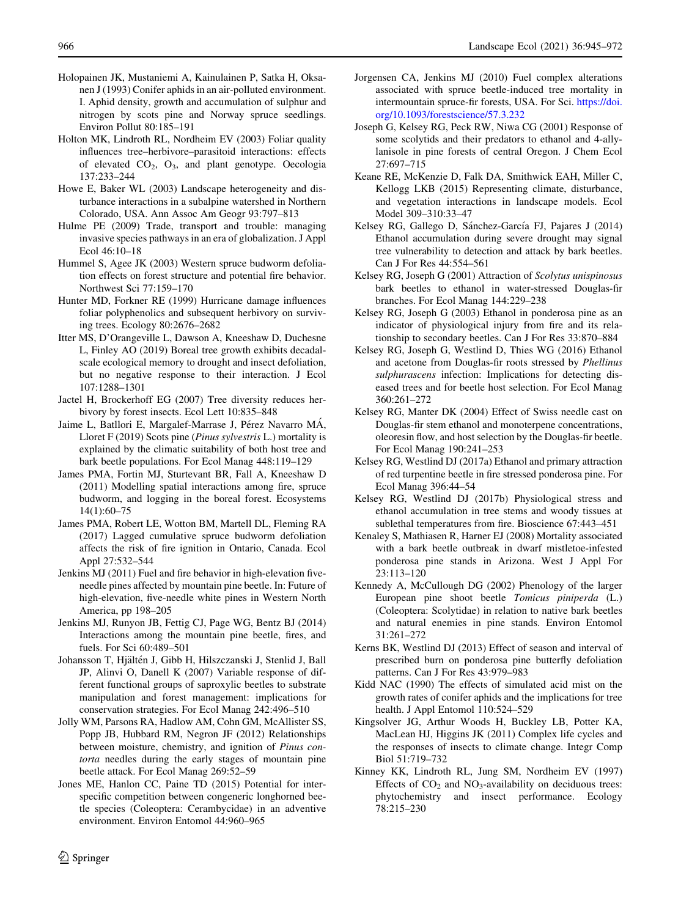Holopainen JK, Mustaniemi A, Kainulainen P, Satka H, Oksanen J (1993) Conifer aphids in an air-polluted environment. I. Aphid density, growth and accumulation of sulphur and nitrogen by scots pine and Norway spruce seedlings. Environ Pollut 80:185–191

Holton MK, Lindroth RL, Nordheim EV (2003) Foliar quality influences tree–herbivore–parasitoid interactions: effects of elevated $CO_2$, $O_3$, and plant genotype. Oecologia 137:233–244

Howe E, Baker WL (2003) Landscape heterogeneity and disturbance interactions in a subalpine watershed in Northern Colorado, USA. Ann Assoc Am Geogr 93:797–813

Hulme PE (2009) Trade, transport and trouble: managing invasive species pathways in an era of globalization. J Appl Ecol 46:10–18

Hummel S, Agee JK (2003) Western spruce budworm defoliation effects on forest structure and potential fire behavior. Northwest Sci 77:159–170

Hunter MD, Forkner RE (1999) Hurricane damage influences foliar polyphenolics and subsequent herbivory on surviving trees. Ecology 80:2676–2682

Itter MS, D'Orangeville L, Dawson A, Kneeshaw D, Duchesne L, Finley AO (2019) Boreal tree growth exhibits decadal-scale ecological memory to drought and insect defoliation, but no negative response to their interaction. J Ecol 107:1288–1301

Jactel H, Brockerhoff EG (2007) Tree diversity reduces herbivory by forest insects. Ecol Lett 10:835–848

Jaime L, Batllori E, Margalef-Marrase J, Pérez Navarro MÁ, Lloret F (2019) Scots pine (*Pinus sylvestris* L.) mortality is explained by the climatic suitability of both host tree and bark beetle populations. For Ecol Manag 448:119–129

James PMA, Fortin MJ, Sturtevant BR, Fall A, Kneeshaw D (2011) Modelling spatial interactions among fire, spruce budworm, and logging in the boreal forest. Ecosystems 14(1):60–75

James PMA, Robert LE, Wotton BM, Martell DL, Fleming RA (2017) Lagged cumulative spruce budworm defoliation affects the risk of fire ignition in Ontario, Canada. Ecol Appl 27:532–544

Jenkins MJ (2011) Fuel and fire behavior in high-elevation five-needle pines affected by mountain pine beetle. In: Future of high-elevation, five-needle white pines in Western North America, pp 198–205

Jenkins MJ, Runyon JB, Fettig CJ, Page WG, Bentz BJ (2014) Interactions among the mountain pine beetle, fires, and fuels. For Sci 60:489–501

Johansson T, Hjältén J, Gibb H, Hilszczanski J, Stenlid J, Ball JP, Alinvi O, Danell K (2007) Variable response of different functional groups of saproxylic beetles to substrate manipulation and forest management: implications for conservation strategies. For Ecol Manag 242:496–510

Jolly WM, Parsons RA, Hadlow AM, Cohn GM, McAllister SS, Popp JB, Hubbard RM, Negron JF (2012) Relationships between moisture, chemistry, and ignition of *Pinus contorta* needles during the early stages of mountain pine beetle attack. For Ecol Manag 269:52–59

Jones ME, Hanlon CC, Paine TD (2015) Potential for interspecific competition between congeneric longhorned beetle species (Coleoptera: Cerambycidae) in an adventive environment. Environ Entomol 44:960–965

Jorgensen CA, Jenkins MJ (2010) Fuel complex alterations associated with spruce beetle-induced tree mortality in intermountain spruce-fir forests, USA. For Sci. https://doi.org/10.1093/forestscience/57.3.232

Joseph G, Kelsey RG, Peck RW, Niwa CG (2001) Response of some scolytids and their predators to ethanol and 4-allylanisole in pine forests of central Oregon. J Chem Ecol 27:697–715

Keane RE, McKenzie D, Falk DA, Smithwick EAH, Miller C, Kellogg LKB (2015) Representing climate, disturbance, and vegetation interactions in landscape models. Ecol Model 309–310:33–47

Kelsey RG, Gallego D, Sánchez-García FJ, Pajares J (2014) Ethanol accumulation during severe drought may signal tree vulnerability to detection and attack by bark beetles. Can J For Res 44:554–561

Kelsey RG, Joseph G (2001) Attraction of *Scolytus unispinosus* bark beetles to ethanol in water-stressed Douglas-fir branches. For Ecol Manag 144:229–238

Kelsey RG, Joseph G (2003) Ethanol in ponderosa pine as an indicator of physiological injury from fire and its relationship to secondary beetles. Can J For Res 33:870–884

Kelsey RG, Joseph G, Westlind D, Thies WG (2016) Ethanol and acetone from Douglas-fir roots stressed by *Phellinus sulphurascens* infection: Implications for detecting diseased trees and for beetle host selection. For Ecol Manag 360:261–272

Kelsey RG, Manter DK (2004) Effect of Swiss needle cast on Douglas-fir stem ethanol and monoterpene concentrations, oleoresin flow, and host selection by the Douglas-fir beetle. For Ecol Manag 190:241–253

Kelsey RG, Westlind DJ (2017a) Ethanol and primary attraction of red turpentine beetle in fire stressed ponderosa pine. For Ecol Manag 396:44–54

Kelsey RG, Westlind DJ (2017b) Physiological stress and ethanol accumulation in tree stems and woody tissues at sublethal temperatures from fire. Bioscience 67:443–451

Kenaley S, Mathiasen R, Harner EJ (2008) Mortality associated with a bark beetle outbreak in dwarf mistletoe-infested ponderosa pine stands in Arizona. West J Appl For 23:113–120

Kennedy A, McCullough DG (2002) Phenology of the larger European pine shoot beetle *Tomicus piniperda* (L.) (Coleoptera: Scolytidae) in relation to native bark beetles and natural enemies in pine stands. Environ Entomol 31:261–272

Kerns BK, Westlind DJ (2013) Effect of season and interval of prescribed burn on ponderosa pine butterfly defoliation patterns. Can J For Res 43:979–983

Kidd NAC (1990) The effects of simulated acid mist on the growth rates of conifer aphids and the implications for tree health. J Appl Entomol 110:524–529

Kingsolver JG, Arthur Woods H, Buckley LB, Potter KA, MacLean HJ, Higgins JK (2011) Complex life cycles and the responses of insects to climate change. Integr Comp Biol 51:719–732

Kinney KK, Lindroth RL, Jung SM, Nordheim EV (1997) Effects of $CO_2$ and $NO_3$-availability on deciduous trees: phytochemistry and insect performance. Ecology 78:215–230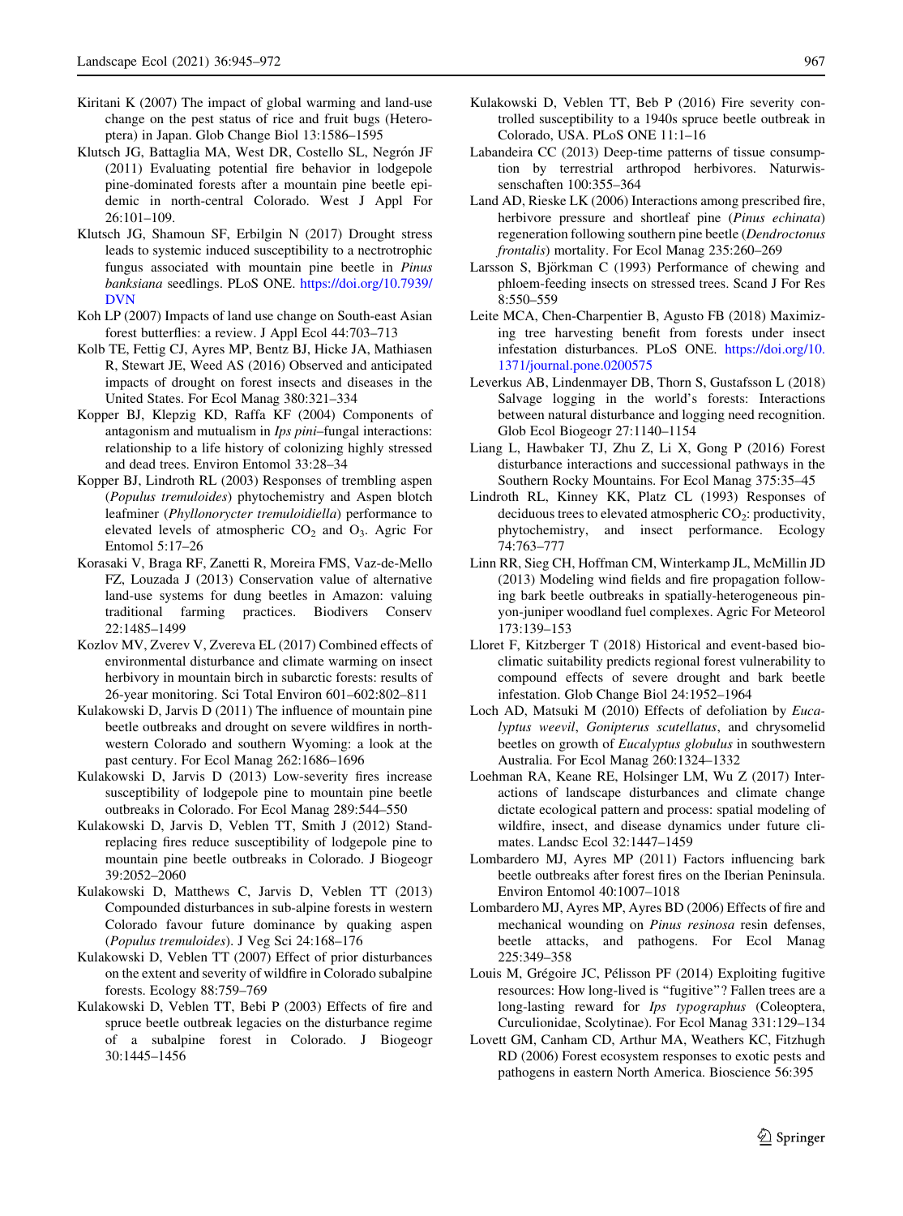Kiritani K (2007) The impact of global warming and land-use change on the pest status of rice and fruit bugs (Heteroptera) in Japan. Glob Change Biol 13:1586–1595

Klutsch JG, Battaglia MA, West DR, Costello SL, Negrón JF (2011) Evaluating potential fire behavior in lodgepole pine-dominated forests after a mountain pine beetle epidemic in north-central Colorado. West J Appl For 26:101–109.

Klutsch JG, Shamoun SF, Erbilgin N (2017) Drought stress leads to systemic induced susceptibility to a nectrotrophic fungus associated with mountain pine beetle in *Pinus banksiana* seedlings. PLoS ONE. https://doi.org/10.7939/DVN

Koh LP (2007) Impacts of land use change on South-east Asian forest butterflies: a review. J Appl Ecol 44:703–713

Kolb TE, Fettig CJ, Ayres MP, Bentz BJ, Hicke JA, Mathiasen R, Stewart JE, Weed AS (2016) Observed and anticipated impacts of drought on forest insects and diseases in the United States. For Ecol Manag 380:321–334

Kopper BJ, Klepzig KD, Raffa KF (2004) Components of antagonism and mutualism in *Ips pini*–fungal interactions: relationship to a life history of colonizing highly stressed and dead trees. Environ Entomol 33:28–34

Kopper BJ, Lindroth RL (2003) Responses of trembling aspen (*Populus tremuloides*) phytochemistry and Aspen blotch leafminer (*Phyllonorycter tremuloidiella*) performance to elevated levels of atmospheric $CO_2$ and $O_3$. Agric For Entomol 5:17–26

Korasaki V, Braga RF, Zanetti R, Moreira FMS, Vaz-de-Mello FZ, Louzada J (2013) Conservation value of alternative land-use systems for dung beetles in Amazon: valuing traditional farming practices. Biodivers Conserv 22:1485–1499

Kozlov MV, Zverev V, Zvereva EL (2017) Combined effects of environmental disturbance and climate warming on insect herbivory in mountain birch in subarctic forests: results of 26-year monitoring. Sci Total Environ 601–602:802–811

Kulakowski D, Jarvis D (2011) The influence of mountain pine beetle outbreaks and drought on severe wildfires in northwestern Colorado and southern Wyoming: a look at the past century. For Ecol Manag 262:1686–1696

Kulakowski D, Jarvis D (2013) Low-severity fires increase susceptibility of lodgepole pine to mountain pine beetle outbreaks in Colorado. For Ecol Manag 289:544–550

Kulakowski D, Jarvis D, Veblen TT, Smith J (2012) Stand-replacing fires reduce susceptibility of lodgepole pine to mountain pine beetle outbreaks in Colorado. J Biogeogr 39:2052–2060

Kulakowski D, Matthews C, Jarvis D, Veblen TT (2013) Compounded disturbances in sub-alpine forests in western Colorado favour future dominance by quaking aspen (*Populus tremuloides*). J Veg Sci 24:168–176

Kulakowski D, Veblen TT (2007) Effect of prior disturbances on the extent and severity of wildfire in Colorado subalpine forests. Ecology 88:759–769

Kulakowski D, Veblen TT, Bebi P (2003) Effects of fire and spruce beetle outbreak legacies on the disturbance regime of a subalpine forest in Colorado. J Biogeogr 30:1445–1456

Kulakowski D, Veblen TT, Beb P (2016) Fire severity controlled susceptibility to a 1940s spruce beetle outbreak in Colorado, USA. PLoS ONE 11:1–16

Labandeira CC (2013) Deep-time patterns of tissue consumption by terrestrial arthropod herbivores. Naturwissenschaften 100:355–364

Land AD, Rieske LK (2006) Interactions among prescribed fire, herbivore pressure and shortleaf pine (*Pinus echinata*) regeneration following southern pine beetle (*Dendroctonus frontalis*) mortality. For Ecol Manag 235:260–269

Larsson S, Björkman C (1993) Performance of chewing and phloem-feeding insects on stressed trees. Scand J For Res 8:550–559

Leite MCA, Chen-Charpentier B, Agusto FB (2018) Maximizing tree harvesting benefit from forests under insect infestation disturbances. PLoS ONE. https://doi.org/10.1371/journal.pone.0200575

Leverkus AB, Lindenmayer DB, Thorn S, Gustafsson L (2018) Salvage logging in the world's forests: Interactions between natural disturbance and logging need recognition. Glob Ecol Biogeogr 27:1140–1154

Liang L, Hawbaker TJ, Zhu Z, Li X, Gong P (2016) Forest disturbance interactions and successional pathways in the Southern Rocky Mountains. For Ecol Manag 375:35–45

Lindroth RL, Kinney KK, Platz CL (1993) Responses of deciduous trees to elevated atmospheric $CO_2$: productivity, phytochemistry, and insect performance. Ecology 74:763–777

Linn RR, Sieg CH, Hoffman CM, Winterkamp JL, McMillin JD (2013) Modeling wind fields and fire propagation following bark beetle outbreaks in spatially-heterogeneous pinyon-juniper woodland fuel complexes. Agric For Meteorol 173:139–153

Lloret F, Kitzberger T (2018) Historical and event-based bioclimatic suitability predicts regional forest vulnerability to compound effects of severe drought and bark beetle infestation. Glob Change Biol 24:1952–1964

Loch AD, Matsuki M (2010) Effects of defoliation by *Eucalyptus weevil*, *Gonipterus scutellatus*, and chrysomelid beetles on growth of *Eucalyptus globulus* in southwestern Australia. For Ecol Manag 260:1324–1332

Loehman RA, Keane RE, Holsinger LM, Wu Z (2017) Interactions of landscape disturbances and climate change dictate ecological pattern and process: spatial modeling of wildfire, insect, and disease dynamics under future climates. Landsc Ecol 32:1447–1459

Lombardero MJ, Ayres MP (2011) Factors influencing bark beetle outbreaks after forest fires on the Iberian Peninsula. Environ Entomol 40:1007–1018

Lombardero MJ, Ayres MP, Ayres BD (2006) Effects of fire and mechanical wounding on *Pinus resinosa* resin defenses, beetle attacks, and pathogens. For Ecol Manag 225:349–358

Louis M, Grégoire JC, Pélisson PF (2014) Exploiting fugitive resources: How long-lived is "fugitive"? Fallen trees are a long-lasting reward for *Ips typographus* (Coleoptera, Curculionidae, Scolytinae). For Ecol Manag 331:129–134

Lovett GM, Canham CD, Arthur MA, Weathers KC, Fitzhugh RD (2006) Forest ecosystem responses to exotic pests and pathogens in eastern North America. Bioscience 56:395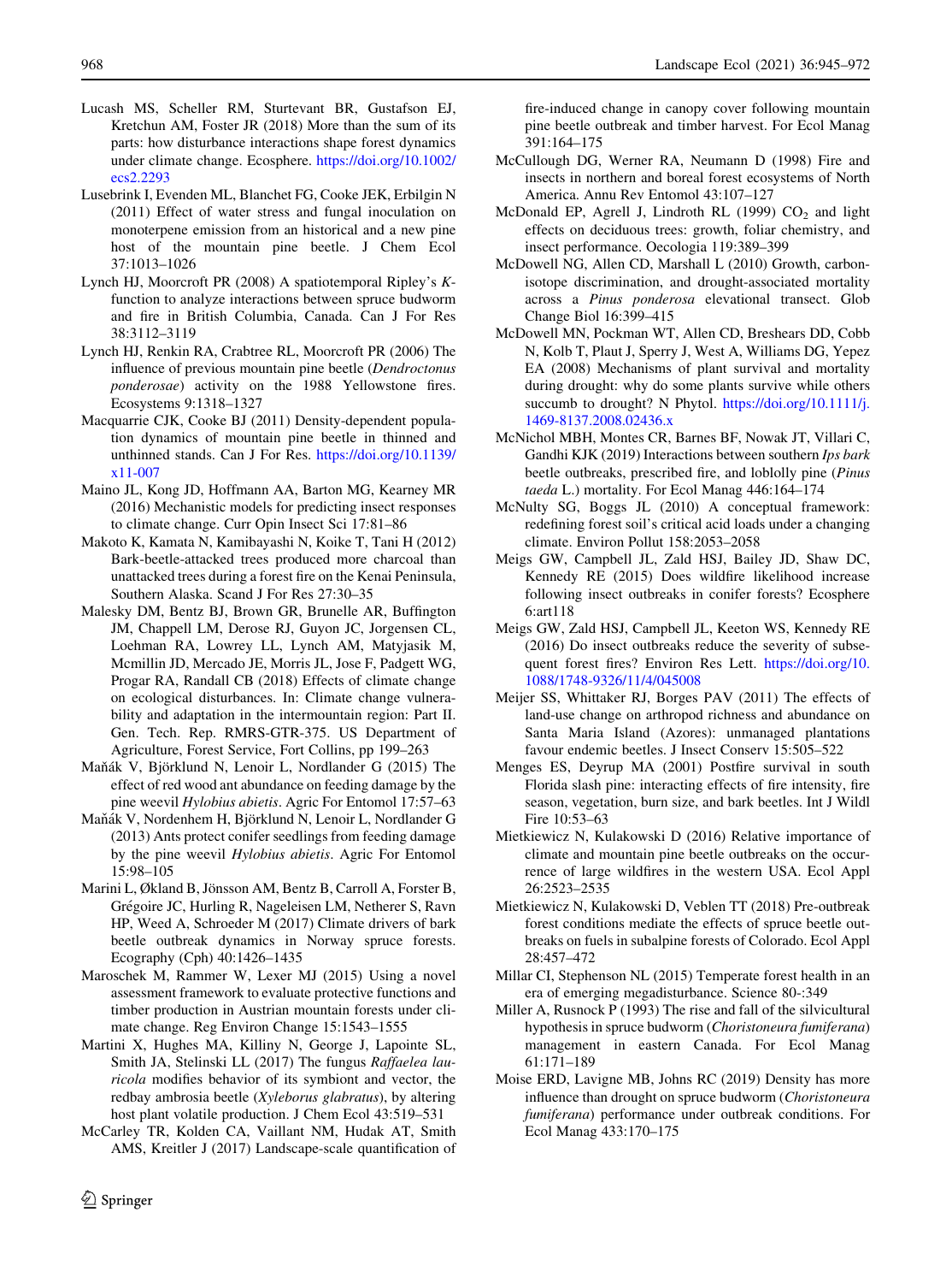Lucash MS, Scheller RM, Sturtevant BR, Gustafson EJ, Kretchun AM, Foster JR (2018) More than the sum of its parts: how disturbance interactions shape forest dynamics under climate change. Ecosphere. https://doi.org/10.1002/ecs2.2293

Lusebrink I, Evenden ML, Blanchet FG, Cooke JEK, Erbilgin N (2011) Effect of water stress and fungal inoculation on monoterpene emission from an historical and a new pine host of the mountain pine beetle. J Chem Ecol 37:1013–1026

Lynch HJ, Moorcroft PR (2008) A spatiotemporal Ripley's *K*-function to analyze interactions between spruce budworm and fire in British Columbia, Canada. Can J For Res 38:3112–3119

Lynch HJ, Renkin RA, Crabtree RL, Moorcroft PR (2006) The influence of previous mountain pine beetle (*Dendroctonus ponderosae*) activity on the 1988 Yellowstone fires. Ecosystems 9:1318–1327

Macquarrie CJK, Cooke BJ (2011) Density-dependent population dynamics of mountain pine beetle in thinned and unthinned stands. Can J For Res. https://doi.org/10.1139/x11-007

Maino JL, Kong JD, Hoffmann AA, Barton MG, Kearney MR (2016) Mechanistic models for predicting insect responses to climate change. Curr Opin Insect Sci 17:81–86

Makoto K, Kamata N, Kamibayashi N, Koike T, Tani H (2012) Bark-beetle-attacked trees produced more charcoal than unattacked trees during a forest fire on the Kenai Peninsula, Southern Alaska. Scand J For Res 27:30–35

Malesky DM, Bentz BJ, Brown GR, Brunelle AR, Buffington JM, Chappell LM, Derose RJ, Guyon JC, Jorgensen CL, Loehman RA, Lowrey LL, Lynch AM, Matyjasik M, Mcmillin JD, Mercado JE, Morris JL, Jose F, Padgett WG, Progar RA, Randall CB (2018) Effects of climate change on ecological disturbances. In: Climate change vulnerability and adaptation in the intermountain region: Part II. Gen. Tech. Rep. RMRS-GTR-375. US Department of Agriculture, Forest Service, Fort Collins, pp 199–263

Maňák V, Björklund N, Lenoir L, Nordlander G (2015) The effect of red wood ant abundance on feeding damage by the pine weevil *Hylobius abietis*. Agric For Entomol 17:57–63

Maňák V, Nordenhem H, Björklund N, Lenoir L, Nordlander G (2013) Ants protect conifer seedlings from feeding damage by the pine weevil *Hylobius abietis*. Agric For Entomol 15:98–105

Marini L, Økland B, Jönsson AM, Bentz B, Carroll A, Forster B, Grégoire JC, Hurling R, Nageleisen LM, Netherer S, Ravn HP, Weed A, Schroeder M (2017) Climate drivers of bark beetle outbreak dynamics in Norway spruce forests. Ecography (Cph) 40:1426–1435

Maroschek M, Rammer W, Lexer MJ (2015) Using a novel assessment framework to evaluate protective functions and timber production in Austrian mountain forests under climate change. Reg Environ Change 15:1543–1555

Martini X, Hughes MA, Killiny N, George J, Lapointe SL, Smith JA, Stelinski LL (2017) The fungus *Raffaelea lauricola* modifies behavior of its symbiont and vector, the redbay ambrosia beetle (*Xyleborus glabratus*), by altering host plant volatile production. J Chem Ecol 43:519–531

McCarley TR, Kolden CA, Vaillant NM, Hudak AT, Smith AMS, Kreitler J (2017) Landscape-scale quantification of fire-induced change in canopy cover following mountain pine beetle outbreak and timber harvest. For Ecol Manag 391:164–175

McCullough DG, Werner RA, Neumann D (1998) Fire and insects in northern and boreal forest ecosystems of North America. Annu Rev Entomol 43:107–127

McDonald EP, Agrell J, Lindroth RL (1999) $CO_2$ and light effects on deciduous trees: growth, foliar chemistry, and insect performance. Oecologia 119:389–399

McDowell NG, Allen CD, Marshall L (2010) Growth, carbon-isotope discrimination, and drought-associated mortality across a *Pinus ponderosa* elevational transect. Glob Change Biol 16:399–415

McDowell MN, Pockman WT, Allen CD, Breshears DD, Cobb N, Kolb T, Plaut J, Sperry J, West A, Williams DG, Yepez EA (2008) Mechanisms of plant survival and mortality during drought: why do some plants survive while others succumb to drought? N Phytol. https://doi.org/10.1111/j.1469-8137.2008.02436.x

McNichol MBH, Montes CR, Barnes BF, Nowak JT, Villari C, Gandhi KJK (2019) Interactions between southern *Ips bark* beetle outbreaks, prescribed fire, and loblolly pine (*Pinus taeda* L.) mortality. For Ecol Manag 446:164–174

McNulty SG, Boggs JL (2010) A conceptual framework: redefining forest soil's critical acid loads under a changing climate. Environ Pollut 158:2053–2058

Meigs GW, Campbell JL, Zald HSJ, Bailey JD, Shaw DC, Kennedy RE (2015) Does wildfire likelihood increase following insect outbreaks in conifer forests? Ecosphere 6:art118

Meigs GW, Zald HSJ, Campbell JL, Keeton WS, Kennedy RE (2016) Do insect outbreaks reduce the severity of subsequent forest fires? Environ Res Lett. https://doi.org/10.1088/1748-9326/11/4/045008

Meijer SS, Whittaker RJ, Borges PAV (2011) The effects of land-use change on arthropod richness and abundance on Santa Maria Island (Azores): unmanaged plantations favour endemic beetles. J Insect Conserv 15:505–522

Menges ES, Deyrup MA (2001) Postfire survival in south Florida slash pine: interacting effects of fire intensity, fire season, vegetation, burn size, and bark beetles. Int J Wildl Fire 10:53–63

Mietkiewicz N, Kulakowski D (2016) Relative importance of climate and mountain pine beetle outbreaks on the occurrence of large wildfires in the western USA. Ecol Appl 26:2523–2535

Mietkiewicz N, Kulakowski D, Veblen TT (2018) Pre-outbreak forest conditions mediate the effects of spruce beetle outbreaks on fuels in subalpine forests of Colorado. Ecol Appl 28:457–472

Millar CI, Stephenson NL (2015) Temperate forest health in an era of emerging megadisturbance. Science 80-:349

Miller A, Rusnock P (1993) The rise and fall of the silvicultural hypothesis in spruce budworm (*Choristoneura fumiferana*) management in eastern Canada. For Ecol Manag 61:171–189

Moise ERD, Lavigne MB, Johns RC (2019) Density has more influence than drought on spruce budworm (*Choristoneura fumiferana*) performance under outbreak conditions. For Ecol Manag 433:170–175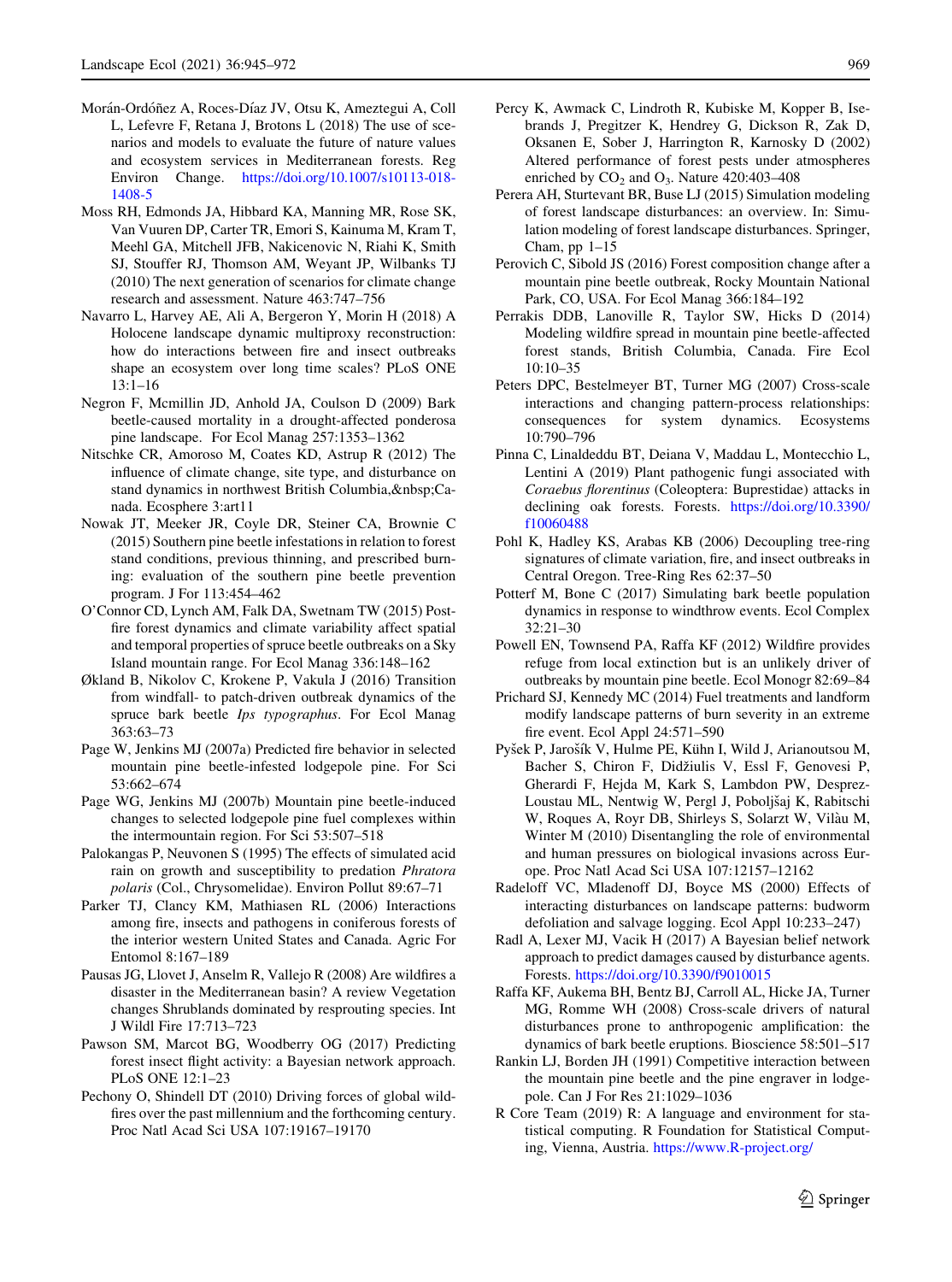Morán-Ordóñez A, Roces-Díaz JV, Otsu K, Ameztegui A, Coll L, Lefevre F, Retana J, Brotons L (2018) The use of scenarios and models to evaluate the future of nature values and ecosystem services in Mediterranean forests. Reg Environ Change. https://doi.org/10.1007/s10113-018-1408-5

Moss RH, Edmonds JA, Hibbard KA, Manning MR, Rose SK, Van Vuuren DP, Carter TR, Emori S, Kainuma M, Kram T, Meehl GA, Mitchell JFB, Nakicenovic N, Riahi K, Smith SJ, Stouffer RJ, Thomson AM, Weyant JP, Wilbanks TJ (2010) The next generation of scenarios for climate change research and assessment. Nature 463:747–756

Navarro L, Harvey AE, Ali A, Bergeron Y, Morin H (2018) A Holocene landscape dynamic multiproxy reconstruction: how do interactions between fire and insect outbreaks shape an ecosystem over long time scales? PLoS ONE 13:1–16

Negron F, Mcmillin JD, Anhold JA, Coulson D (2009) Bark beetle-caused mortality in a drought-affected ponderosa pine landscape. For Ecol Manag 257:1353–1362

Nitschke CR, Amoroso M, Coates KD, Astrup R (2012) The influence of climate change, site type, and disturbance on stand dynamics in northwest British Columbia,&nbsp;Canada. Ecosphere 3:art11

Nowak JT, Meeker JR, Coyle DR, Steiner CA, Brownie C (2015) Southern pine beetle infestations in relation to forest stand conditions, previous thinning, and prescribed burning: evaluation of the southern pine beetle prevention program. J For 113:454–462

O'Connor CD, Lynch AM, Falk DA, Swetnam TW (2015) Post-fire forest dynamics and climate variability affect spatial and temporal properties of spruce beetle outbreaks on a Sky Island mountain range. For Ecol Manag 336:148–162

Økland B, Nikolov C, Krokene P, Vakula J (2016) Transition from windfall- to patch-driven outbreak dynamics of the spruce bark beetle *Ips typographus*. For Ecol Manag 363:63–73

Page W, Jenkins MJ (2007a) Predicted fire behavior in selected mountain pine beetle-infested lodgepole pine. For Sci 53:662–674

Page WG, Jenkins MJ (2007b) Mountain pine beetle-induced changes to selected lodgepole pine fuel complexes within the intermountain region. For Sci 53:507–518

Palokangas P, Neuvonen S (1995) The effects of simulated acid rain on growth and susceptibility to predation *Phratora polaris* (Col., Chrysomelidae). Environ Pollut 89:67–71

Parker TJ, Clancy KM, Mathiasen RL (2006) Interactions among fire, insects and pathogens in coniferous forests of the interior western United States and Canada. Agric For Entomol 8:167–189

Pausas JG, Llovet J, Anselm R, Vallejo R (2008) Are wildfires a disaster in the Mediterranean basin? A review Vegetation changes Shrublands dominated by resprouting species. Int J Wildl Fire 17:713–723

Pawson SM, Marcot BG, Woodberry OG (2017) Predicting forest insect flight activity: a Bayesian network approach. PLoS ONE 12:1–23

Pechony O, Shindell DT (2010) Driving forces of global wildfires over the past millennium and the forthcoming century. Proc Natl Acad Sci USA 107:19167–19170

Percy K, Awmack C, Lindroth R, Kubiske M, Kopper B, Isebrands J, Pregitzer K, Hendrey G, Dickson R, Zak D, Oksanen E, Sober J, Harrington R, Karnosky D (2002) Altered performance of forest pests under atmospheres enriched by $CO_2$ and $O_3$. Nature 420:403–408

Perera AH, Sturtevant BR, Buse LJ (2015) Simulation modeling of forest landscape disturbances: an overview. In: Simulation modeling of forest landscape disturbances. Springer, Cham, pp 1–15

Perovich C, Sibold JS (2016) Forest composition change after a mountain pine beetle outbreak, Rocky Mountain National Park, CO, USA. For Ecol Manag 366:184–192

Perrakis DDB, Lanoville R, Taylor SW, Hicks D (2014) Modeling wildfire spread in mountain pine beetle-affected forest stands, British Columbia, Canada. Fire Ecol 10:10–35

Peters DPC, Bestelmeyer BT, Turner MG (2007) Cross-scale interactions and changing pattern-process relationships: consequences for system dynamics. Ecosystems 10:790–796

Pinna C, Linaldeddu BT, Deiana V, Maddau L, Montecchio L, Lentini A (2019) Plant pathogenic fungi associated with *Coraebus florentinus* (Coleoptera: Buprestidae) attacks in declining oak forests. Forests. https://doi.org/10.3390/f10060488

Pohl K, Hadley KS, Arabas KB (2006) Decoupling tree-ring signatures of climate variation, fire, and insect outbreaks in Central Oregon. Tree-Ring Res 62:37–50

Potterf M, Bone C (2017) Simulating bark beetle population dynamics in response to windthrow events. Ecol Complex 32:21–30

Powell EN, Townsend PA, Raffa KF (2012) Wildfire provides refuge from local extinction but is an unlikely driver of outbreaks by mountain pine beetle. Ecol Monogr 82:69–84

Prichard SJ, Kennedy MC (2014) Fuel treatments and landform modify landscape patterns of burn severity in an extreme fire event. Ecol Appl 24:571–590

Pyšek P, Jarošík V, Hulme PE, Kühn I, Wild J, Arianoutsou M, Bacher S, Chiron F, Didžiulis V, Essl F, Genovesi P, Gherardi F, Hejda M, Kark S, Lambdon PW, Desprez-Loustau ML, Nentwig W, Pergl J, Poboljšaj K, Rabitschi W, Roques A, Royr DB, Shirleys S, Solarzt W, Vilàu M, Winter M (2010) Disentangling the role of environmental and human pressures on biological invasions across Europe. Proc Natl Acad Sci USA 107:12157–12162

Radeloff VC, Mladenoff DJ, Boyce MS (2000) Effects of interacting disturbances on landscape patterns: budworm defoliation and salvage logging. Ecol Appl 10:233–247)

Radl A, Lexer MJ, Vacik H (2017) A Bayesian belief network approach to predict damages caused by disturbance agents. Forests. https://doi.org/10.3390/f9010015

Raffa KF, Aukema BH, Bentz BJ, Carroll AL, Hicke JA, Turner MG, Romme WH (2008) Cross-scale drivers of natural disturbances prone to anthropogenic amplification: the dynamics of bark beetle eruptions. Bioscience 58:501–517

Rankin LJ, Borden JH (1991) Competitive interaction between the mountain pine beetle and the pine engraver in lodgepole. Can J For Res 21:1029–1036

R Core Team (2019) R: A language and environment for statistical computing. R Foundation for Statistical Computing, Vienna, Austria. https://www.R-project.org/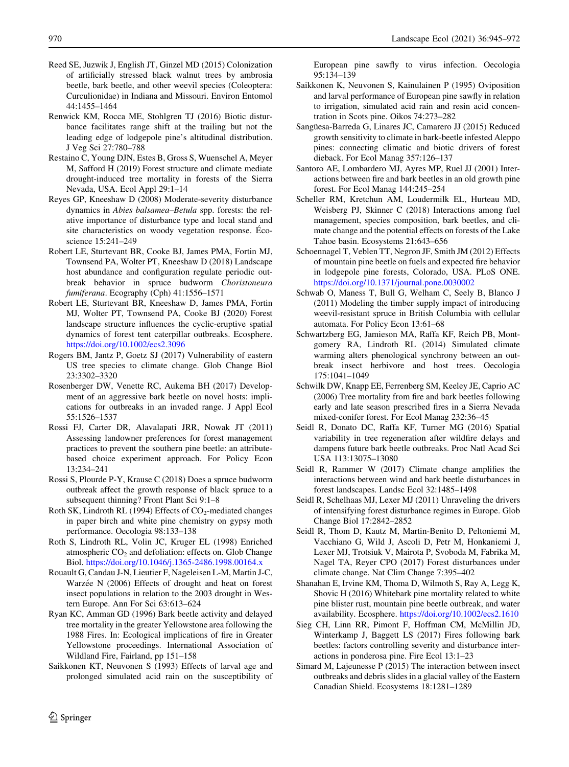Reed SE, Juzwik J, English JT, Ginzel MD (2015) Colonization of artificially stressed black walnut trees by ambrosia beetle, bark beetle, and other weevil species (Coleoptera: Curculionidae) in Indiana and Missouri. Environ Entomol 44:1455–1464

Renwick KM, Rocca ME, Stohlgren TJ (2016) Biotic disturbance facilitates range shift at the trailing but not the leading edge of lodgepole pine's altitudinal distribution. J Veg Sci 27:780–788

Restaino C, Young DJN, Estes B, Gross S, Wuenschel A, Meyer M, Safford H (2019) Forest structure and climate mediate drought-induced tree mortality in forests of the Sierra Nevada, USA. Ecol Appl 29:1–14

Reyes GP, Kneeshaw D (2008) Moderate-severity disturbance dynamics in *Abies balsamea–Betula* spp. forests: the relative importance of disturbance type and local stand and site characteristics on woody vegetation response. Écoscience 15:241–249

Robert LE, Sturtevant BR, Cooke BJ, James PMA, Fortin MJ, Townsend PA, Wolter PT, Kneeshaw D (2018) Landscape host abundance and configuration regulate periodic outbreak behavior in spruce budworm *Choristoneura fumiferana*. Ecography (Cph) 41:1556–1571

Robert LE, Sturtevant BR, Kneeshaw D, James PMA, Fortin MJ, Wolter PT, Townsend PA, Cooke BJ (2020) Forest landscape structure influences the cyclic-eruptive spatial dynamics of forest tent caterpillar outbreaks. Ecosphere. https://doi.org/10.1002/ecs2.3096

Rogers BM, Jantz P, Goetz SJ (2017) Vulnerability of eastern US tree species to climate change. Glob Change Biol 23:3302–3320

Rosenberger DW, Venette RC, Aukema BH (2017) Development of an aggressive bark beetle on novel hosts: implications for outbreaks in an invaded range. J Appl Ecol 55:1526–1537

Rossi FJ, Carter DR, Alavalapati JRR, Nowak JT (2011) Assessing landowner preferences for forest management practices to prevent the southern pine beetle: an attribute-based choice experiment approach. For Policy Econ 13:234–241

Rossi S, Plourde P-Y, Krause C (2018) Does a spruce budworm outbreak affect the growth response of black spruce to a subsequent thinning? Front Plant Sci 9:1–8

Roth SK, Lindroth RL (1994) Effects of $CO_2$-mediated changes in paper birch and white pine chemistry on gypsy moth performance. Oecologia 98:133–138

Roth S, Lindroth RL, Volin JC, Kruger EL (1998) Enriched atmospheric $CO_2$ and defoliation: effects on. Glob Change Biol. https://doi.org/10.1046/j.1365-2486.1998.00164.x

Rouault G, Candau J-N, Lieutier F, Nageleisen L-M, Martin J-C, Warzée N (2006) Effects of drought and heat on forest insect populations in relation to the 2003 drought in Western Europe. Ann For Sci 63:613–624

Ryan KC, Amman GD (1996) Bark beetle activity and delayed tree mortality in the greater Yellowstone area following the 1988 Fires. In: Ecological implications of fire in Greater Yellowstone proceedings. International Association of Wildland Fire, Fairland, pp 151–158

Saikkonen KT, Neuvonen S (1993) Effects of larval age and prolonged simulated acid rain on the susceptibility of European pine sawfly to virus infection. Oecologia 95:134–139

Saikkonen K, Neuvonen S, Kainulainen P (1995) Oviposition and larval performance of European pine sawfly in relation to irrigation, simulated acid rain and resin acid concentration in Scots pine. Oikos 74:273–282

Sangüesa-Barreda G, Linares JC, Camarero JJ (2015) Reduced growth sensitivity to climate in bark-beetle infested Aleppo pines: connecting climatic and biotic drivers of forest dieback. For Ecol Manag 357:126–137

Santoro AE, Lombardero MJ, Ayres MP, Ruel JJ (2001) Interactions between fire and bark beetles in an old growth pine forest. For Ecol Manag 144:245–254

Scheller RM, Kretchun AM, Loudermilk EL, Hurteau MD, Weisberg PJ, Skinner C (2018) Interactions among fuel management, species composition, bark beetles, and climate change and the potential effects on forests of the Lake Tahoe basin. Ecosystems 21:643–656

Schoennagel T, Veblen TT, Negron JF, Smith JM (2012) Effects of mountain pine beetle on fuels and expected fire behavior in lodgepole pine forests, Colorado, USA. PLoS ONE. https://doi.org/10.1371/journal.pone.0030002

Schwab O, Maness T, Bull G, Welham C, Seely B, Blanco J (2011) Modeling the timber supply impact of introducing weevil-resistant spruce in British Columbia with cellular automata. For Policy Econ 13:61–68

Schwartzberg EG, Jamieson MA, Raffa KF, Reich PB, Montgomery RA, Lindroth RL (2014) Simulated climate warming alters phenological synchrony between an outbreak insect herbivore and host trees. Oecologia 175:1041–1049

Schwilk DW, Knapp EE, Ferrenberg SM, Keeley JE, Caprio AC (2006) Tree mortality from fire and bark beetles following early and late season prescribed fires in a Sierra Nevada mixed-conifer forest. For Ecol Manag 232:36–45

Seidl R, Donato DC, Raffa KF, Turner MG (2016) Spatial variability in tree regeneration after wildfire delays and dampens future bark beetle outbreaks. Proc Natl Acad Sci USA 113:13075–13080

Seidl R, Rammer W (2017) Climate change amplifies the interactions between wind and bark beetle disturbances in forest landscapes. Landsc Ecol 32:1485–1498

Seidl R, Schelhaas MJ, Lexer MJ (2011) Unraveling the drivers of intensifying forest disturbance regimes in Europe. Glob Change Biol 17:2842–2852

Seidl R, Thom D, Kautz M, Martin-Benito D, Peltoniemi M, Vacchiano G, Wild J, Ascoli D, Petr M, Honkaniemi J, Lexer MJ, Trotsiuk V, Mairota P, Svoboda M, Fabrika M, Nagel TA, Reyer CPO (2017) Forest disturbances under climate change. Nat Clim Change 7:395–402

Shanahan E, Irvine KM, Thoma D, Wilmoth S, Ray A, Legg K, Shovic H (2016) Whitebark pine mortality related to white pine blister rust, mountain pine beetle outbreak, and water availability. Ecosphere. https://doi.org/10.1002/ecs2.1610

Sieg CH, Linn RR, Pimont F, Hoffman CM, McMillin JD, Winterkamp J, Baggett LS (2017) Fires following bark beetles: factors controlling severity and disturbance interactions in ponderosa pine. Fire Ecol 13:1–23

Simard M, Lajeunesse P (2015) The interaction between insect outbreaks and debris slides in a glacial valley of the Eastern Canadian Shield. Ecosystems 18:1281–1289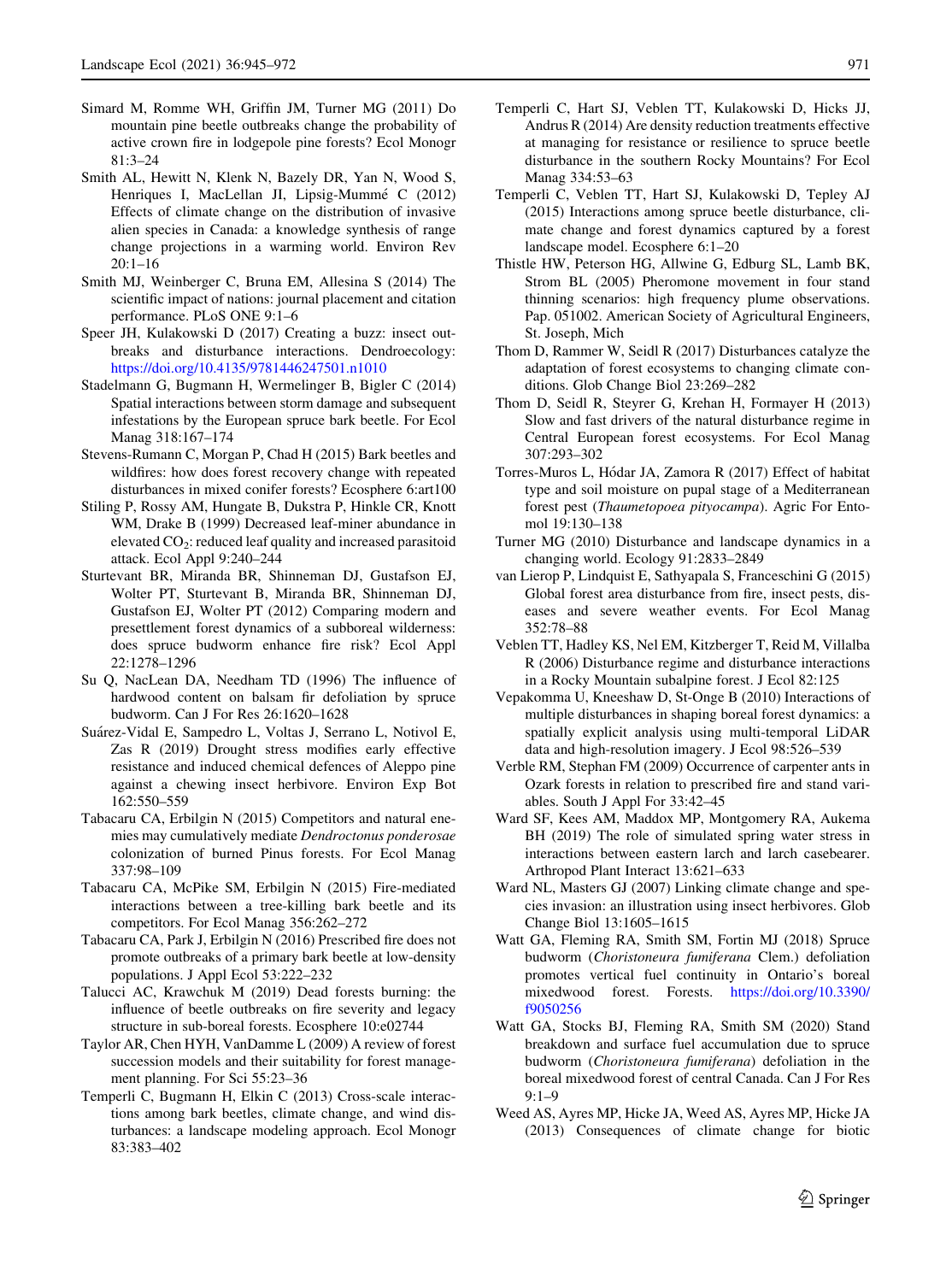Simard M, Romme WH, Griffin JM, Turner MG (2011) Do mountain pine beetle outbreaks change the probability of active crown fire in lodgepole pine forests? Ecol Monogr 81:3–24

Smith AL, Hewitt N, Klenk N, Bazely DR, Yan N, Wood S, Henriques I, MacLellan JI, Lipsig-Mummé C (2012) Effects of climate change on the distribution of invasive alien species in Canada: a knowledge synthesis of range change projections in a warming world. Environ Rev 20:1–16

Smith MJ, Weinberger C, Bruna EM, Allesina S (2014) The scientific impact of nations: journal placement and citation performance. PLoS ONE 9:1–6

Speer JH, Kulakowski D (2017) Creating a buzz: insect outbreaks and disturbance interactions. Dendroecology: https://doi.org/10.4135/9781446247501.n1010

Stadelmann G, Bugmann H, Wermelinger B, Bigler C (2014) Spatial interactions between storm damage and subsequent infestations by the European spruce bark beetle. For Ecol Manag 318:167–174

Stevens-Rumann C, Morgan P, Chad H (2015) Bark beetles and wildfires: how does forest recovery change with repeated disturbances in mixed conifer forests? Ecosphere 6:art100

Stiling P, Rossy AM, Hungate B, Dukstra P, Hinkle CR, Knott WM, Drake B (1999) Decreased leaf-miner abundance in elevated $CO_2$: reduced leaf quality and increased parasitoid attack. Ecol Appl 9:240–244

Sturtevant BR, Miranda BR, Shinneman DJ, Gustafson EJ, Wolter PT, Sturtevant B, Miranda BR, Shinneman DJ, Gustafson EJ, Wolter PT (2012) Comparing modern and presettlement forest dynamics of a subboreal wilderness: does spruce budworm enhance fire risk? Ecol Appl 22:1278–1296

Su Q, NacLean DA, Needham TD (1996) The influence of hardwood content on balsam fir defoliation by spruce budworm. Can J For Res 26:1620–1628

Suárez-Vidal E, Sampedro L, Voltas J, Serrano L, Notivol E, Zas R (2019) Drought stress modifies early effective resistance and induced chemical defences of Aleppo pine against a chewing insect herbivore. Environ Exp Bot 162:550–559

Tabacaru CA, Erbilgin N (2015) Competitors and natural enemies may cumulatively mediate *Dendroctonus ponderosae* colonization of burned Pinus forests. For Ecol Manag 337:98–109

Tabacaru CA, McPike SM, Erbilgin N (2015) Fire-mediated interactions between a tree-killing bark beetle and its competitors. For Ecol Manag 356:262–272

Tabacaru CA, Park J, Erbilgin N (2016) Prescribed fire does not promote outbreaks of a primary bark beetle at low-density populations. J Appl Ecol 53:222–232

Talucci AC, Krawchuk M (2019) Dead forests burning: the influence of beetle outbreaks on fire severity and legacy structure in sub-boreal forests. Ecosphere 10:e02744

Taylor AR, Chen HYH, VanDamme L (2009) A review of forest succession models and their suitability for forest management planning. For Sci 55:23–36

Temperli C, Bugmann H, Elkin C (2013) Cross-scale interactions among bark beetles, climate change, and wind disturbances: a landscape modeling approach. Ecol Monogr 83:383–402

Temperli C, Hart SJ, Veblen TT, Kulakowski D, Hicks JJ, Andrus R (2014) Are density reduction treatments effective at managing for resistance or resilience to spruce beetle disturbance in the southern Rocky Mountains? For Ecol Manag 334:53–63

Temperli C, Veblen TT, Hart SJ, Kulakowski D, Tepley AJ (2015) Interactions among spruce beetle disturbance, climate change and forest dynamics captured by a forest landscape model. Ecosphere 6:1–20

Thistle HW, Peterson HG, Allwine G, Edburg SL, Lamb BK, Strom BL (2005) Pheromone movement in four stand thinning scenarios: high frequency plume observations. Pap. 051002. American Society of Agricultural Engineers, St. Joseph, Mich

Thom D, Rammer W, Seidl R (2017) Disturbances catalyze the adaptation of forest ecosystems to changing climate conditions. Glob Change Biol 23:269–282

Thom D, Seidl R, Steyrer G, Krehan H, Formayer H (2013) Slow and fast drivers of the natural disturbance regime in Central European forest ecosystems. For Ecol Manag 307:293–302

Torres-Muros L, Hódar JA, Zamora R (2017) Effect of habitat type and soil moisture on pupal stage of a Mediterranean forest pest (*Thaumetopoea pityocampa*). Agric For Entomol 19:130–138

Turner MG (2010) Disturbance and landscape dynamics in a changing world. Ecology 91:2833–2849

van Lierop P, Lindquist E, Sathyapala S, Franceschini G (2015) Global forest area disturbance from fire, insect pests, diseases and severe weather events. For Ecol Manag 352:78–88

Veblen TT, Hadley KS, Nel EM, Kitzberger T, Reid M, Villalba R (2006) Disturbance regime and disturbance interactions in a Rocky Mountain subalpine forest. J Ecol 82:125

Vepakomma U, Kneeshaw D, St-Onge B (2010) Interactions of multiple disturbances in shaping boreal forest dynamics: a spatially explicit analysis using multi-temporal LiDAR data and high-resolution imagery. J Ecol 98:526–539

Verble RM, Stephan FM (2009) Occurrence of carpenter ants in Ozark forests in relation to prescribed fire and stand variables. South J Appl For 33:42–45

Ward SF, Kees AM, Maddox MP, Montgomery RA, Aukema BH (2019) The role of simulated spring water stress in interactions between eastern larch and larch casebearer. Arthropod Plant Interact 13:621–633

Ward NL, Masters GJ (2007) Linking climate change and species invasion: an illustration using insect herbivores. Glob Change Biol 13:1605–1615

Watt GA, Fleming RA, Smith SM, Fortin MJ (2018) Spruce budworm (*Choristoneura fumiferana* Clem.) defoliation promotes vertical fuel continuity in Ontario's boreal mixedwood forest. Forests. https://doi.org/10.3390/f9050256

Watt GA, Stocks BJ, Fleming RA, Smith SM (2020) Stand breakdown and surface fuel accumulation due to spruce budworm (*Choristoneura fumiferana*) defoliation in the boreal mixedwood forest of central Canada. Can J For Res 9:1–9

Weed AS, Ayres MP, Hicke JA, Weed AS, Ayres MP, Hicke JA (2013) Consequences of climate change for biotic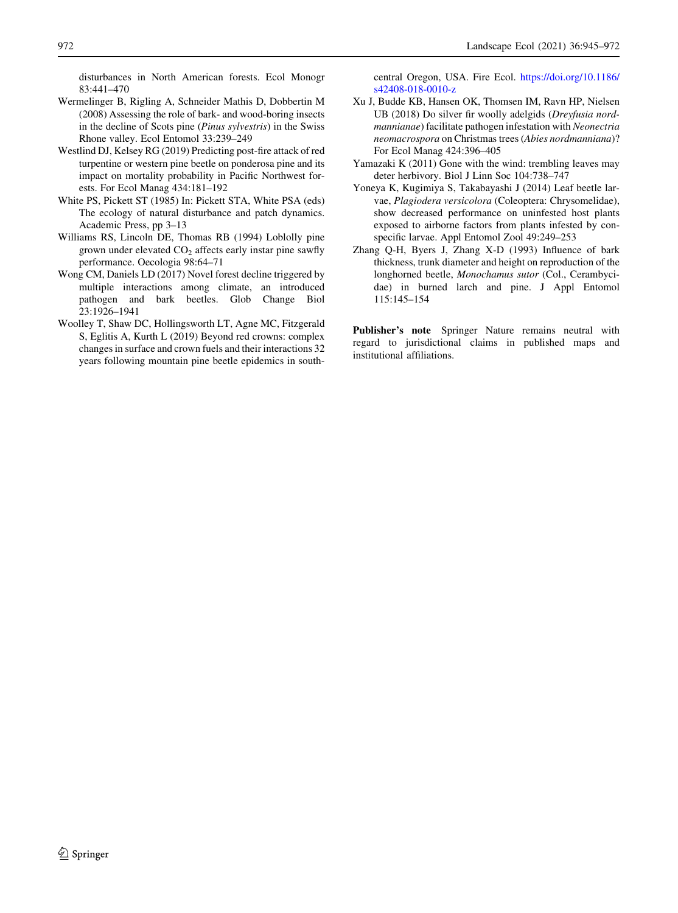disturbances in North American forests. Ecol Monogr 83:441–470

Wermelinger B, Rigling A, Schneider Mathis D, Dobbertin M (2008) Assessing the role of bark- and wood-boring insects in the decline of Scots pine (*Pinus sylvestris*) in the Swiss Rhone valley. Ecol Entomol 33:239–249

Westlind DJ, Kelsey RG (2019) Predicting post-fire attack of red turpentine or western pine beetle on ponderosa pine and its impact on mortality probability in Pacific Northwest forests. For Ecol Manag 434:181–192

White PS, Pickett ST (1985) In: Pickett STA, White PSA (eds) The ecology of natural disturbance and patch dynamics. Academic Press, pp 3–13

Williams RS, Lincoln DE, Thomas RB (1994) Loblolly pine grown under elevated $CO_2$ affects early instar pine sawfly performance. Oecologia 98:64–71

Wong CM, Daniels LD (2017) Novel forest decline triggered by multiple interactions among climate, an introduced pathogen and bark beetles. Glob Change Biol 23:1926–1941

Woolley T, Shaw DC, Hollingsworth LT, Agne MC, Fitzgerald S, Eglitis A, Kurth L (2019) Beyond red crowns: complex changes in surface and crown fuels and their interactions 32 years following mountain pine beetle epidemics in south-central Oregon, USA. Fire Ecol. https://doi.org/10.1186/s42408-018-0010-z

Xu J, Budde KB, Hansen OK, Thomsen IM, Ravn HP, Nielsen UB (2018) Do silver fir woolly adelgids (*Dreyfusia nordmannianae*) facilitate pathogen infestation with *Neonectria neomacrospora* on Christmas trees (*Abies nordmanniana*)? For Ecol Manag 424:396–405

Yamazaki K (2011) Gone with the wind: trembling leaves may deter herbivory. Biol J Linn Soc 104:738–747

Yoneya K, Kugimiya S, Takabayashi J (2014) Leaf beetle larvae, *Plagiodera versicolora* (Coleoptera: Chrysomelidae), show decreased performance on uninfested host plants exposed to airborne factors from plants infested by conspecific larvae. Appl Entomol Zool 49:249–253

Zhang Q-H, Byers J, Zhang X-D (1993) Influence of bark thickness, trunk diameter and height on reproduction of the longhorned beetle, *Monochamus sutor* (Col., Cerambycidae) in burned larch and pine. J Appl Entomol 115:145–154

**Publisher's note** Springer Nature remains neutral with regard to jurisdictional claims in published maps and institutional affiliations.